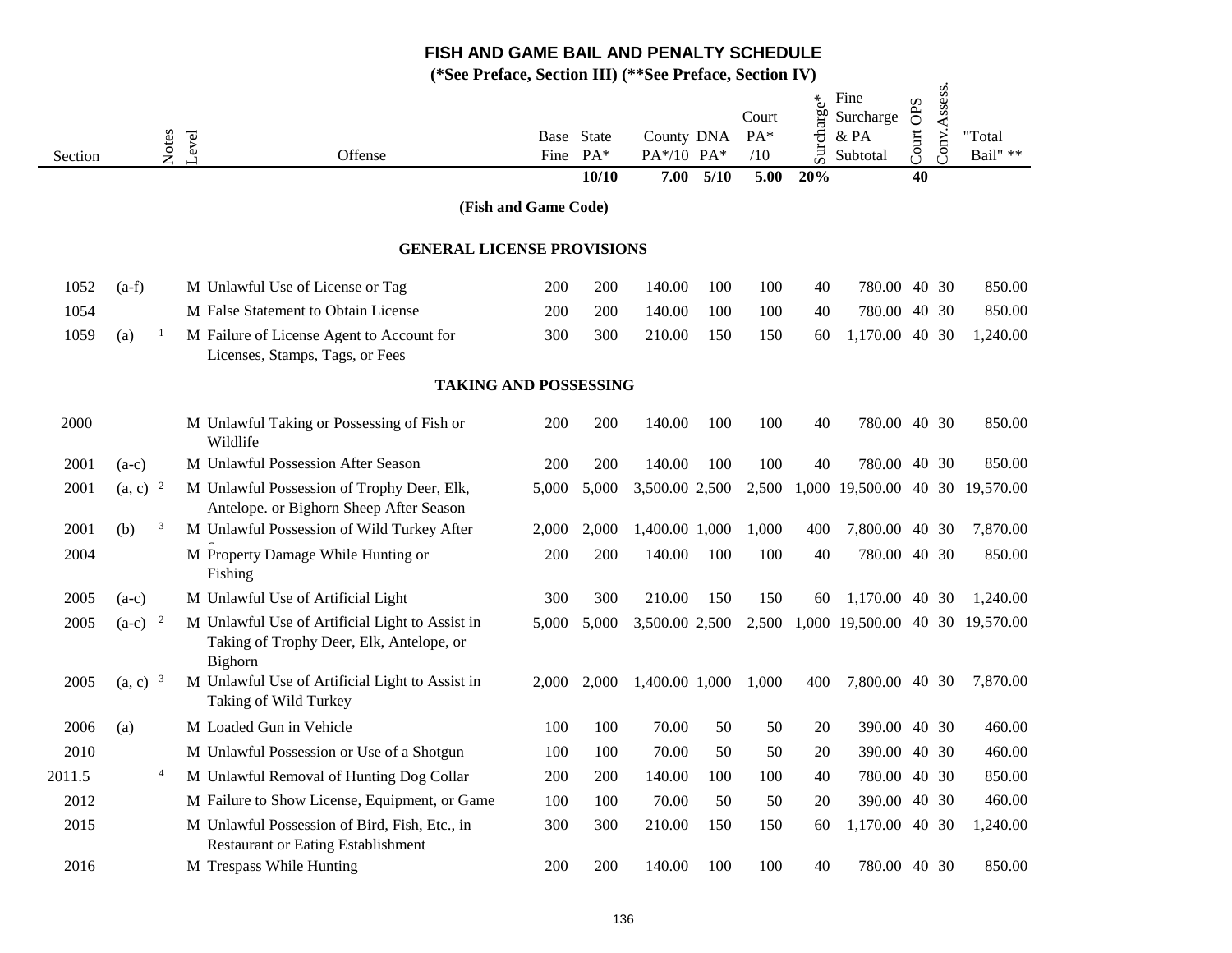# FISH AND GAME BAIL AND PENALTY SCHEDULE

**(*See Preface, Section III) (**See Preface, Section IV)**

| Section | | Notes | Level | Offense | Base Fine | State PA* | County PA*/10 | DNA PA* | Court PA* /10 | Surcharge* | Fine Surcharge & PA Subtotal | Court OPS | Conv. Assess. | "Total Bail" ** |
|---|---|---|---|---|---|---|---|---|---|---|---|---|---|---|
| | | | | | | **10/10** | **7.00** | **5/10** | **5.00** | **20%** | | **40** | | |
| | | | | **(Fish and Game Code)** | | | | | | | | | | |
| | | | | **GENERAL LICENSE PROVISIONS** | | | | | | | | | | |
| 1052 | (a-f) | | M | Unlawful Use of License or Tag | 200 | 200 | 140.00 | 100 | 100 | 40 | 780.00 | 40 | 30 | 850.00 |
| 1054 | | | M | False Statement to Obtain License | 200 | 200 | 140.00 | 100 | 100 | 40 | 780.00 | 40 | 30 | 850.00 |
| 1059 | (a) | 1 | M | Failure of License Agent to Account for Licenses, Stamps, Tags, or Fees | 300 | 300 | 210.00 | 150 | 150 | 60 | 1,170.00 | 40 | 30 | 1,240.00 |
| | | | | **TAKING AND POSSESSING** | | | | | | | | | | |
| 2000 | | | M | Unlawful Taking or Possessing of Fish or Wildlife | 200 | 200 | 140.00 | 100 | 100 | 40 | 780.00 | 40 | 30 | 850.00 |
| 2001 | (a-c) | | M | Unlawful Possession After Season | 200 | 200 | 140.00 | 100 | 100 | 40 | 780.00 | 40 | 30 | 850.00 |
| 2001 | (a, c) | 2 | M | Unlawful Possession of Trophy Deer, Elk, Antelope. or Bighorn Sheep After Season | 5,000 | 5,000 | 3,500.00 | 2,500 | 2,500 | 1,000 | 19,500.00 | 40 | 30 | 19,570.00 |
| 2001 | (b) | 3 | M | Unlawful Possession of Wild Turkey After S | 2,000 | 2,000 | 1,400.00 | 1,000 | 1,000 | 400 | 7,800.00 | 40 | 30 | 7,870.00 |
| 2004 | | | M | Property Damage While Hunting or Fishing | 200 | 200 | 140.00 | 100 | 100 | 40 | 780.00 | 40 | 30 | 850.00 |
| 2005 | (a-c) | | M | Unlawful Use of Artificial Light | 300 | 300 | 210.00 | 150 | 150 | 60 | 1,170.00 | 40 | 30 | 1,240.00 |
| 2005 | (a-c) | 2 | M | Unlawful Use of Artificial Light to Assist in Taking of Trophy Deer, Elk, Antelope, or Bighorn | 5,000 | 5,000 | 3,500.00 | 2,500 | 2,500 | 1,000 | 19,500.00 | 40 | 30 | 19,570.00 |
| 2005 | (a, c) | 3 | M | Unlawful Use of Artificial Light to Assist in Taking of Wild Turkey | 2,000 | 2,000 | 1,400.00 | 1,000 | 1,000 | 400 | 7,800.00 | 40 | 30 | 7,870.00 |
| 2006 | (a) | | M | Loaded Gun in Vehicle | 100 | 100 | 70.00 | 50 | 50 | 20 | 390.00 | 40 | 30 | 460.00 |
| 2010 | | | M | Unlawful Possession or Use of a Shotgun | 100 | 100 | 70.00 | 50 | 50 | 20 | 390.00 | 40 | 30 | 460.00 |
| 2011.5 | | 4 | M | Unlawful Removal of Hunting Dog Collar | 200 | 200 | 140.00 | 100 | 100 | 40 | 780.00 | 40 | 30 | 850.00 |
| 2012 | | | M | Failure to Show License, Equipment, or Game | 100 | 100 | 70.00 | 50 | 50 | 20 | 390.00 | 40 | 30 | 460.00 |
| 2015 | | | M | Unlawful Possession of Bird, Fish, Etc., in Restaurant or Eating Establishment | 300 | 300 | 210.00 | 150 | 150 | 60 | 1,170.00 | 40 | 30 | 1,240.00 |
| 2016 | | | M | Trespass While Hunting | 200 | 200 | 140.00 | 100 | 100 | 40 | 780.00 | 40 | 30 | 850.00 |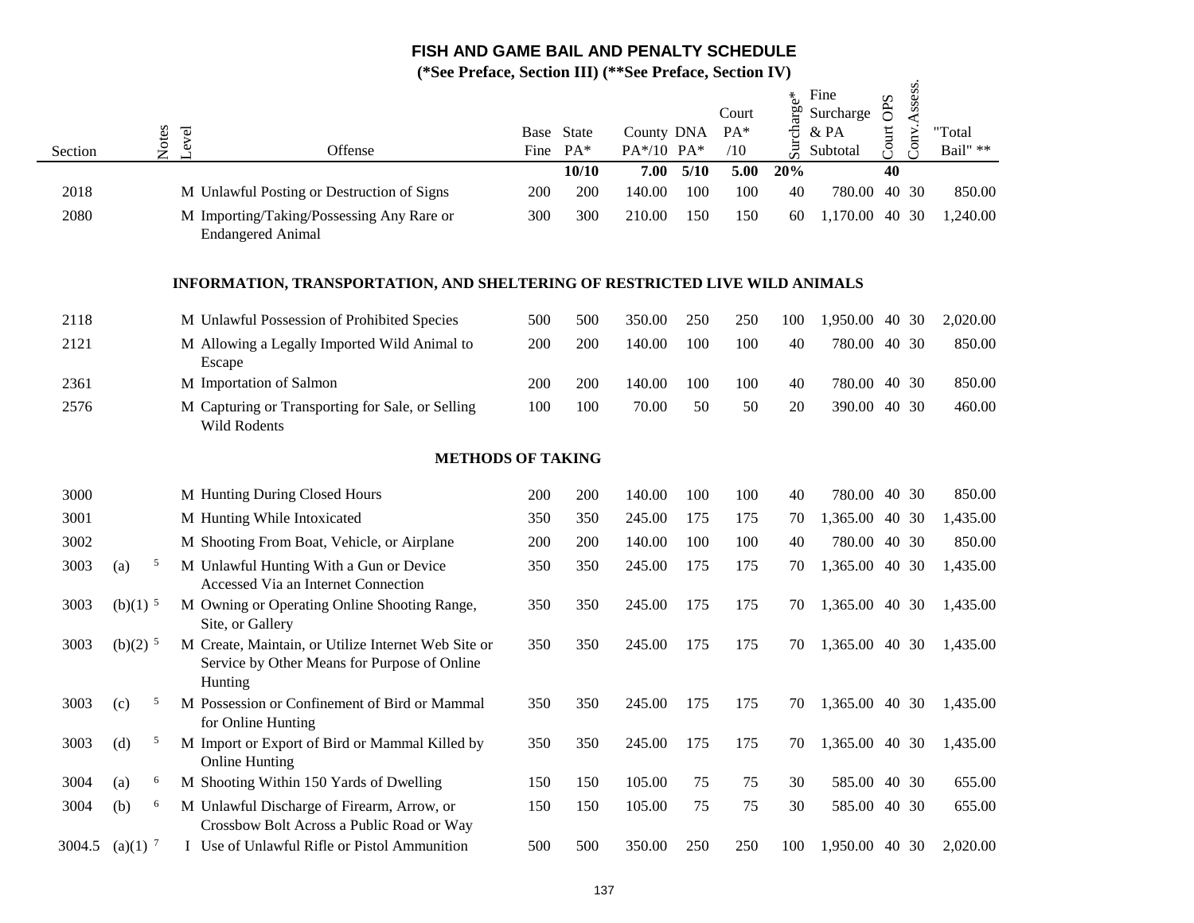# FISH AND GAME BAIL AND PENALTY SCHEDULE

**(*See Preface, Section III) (**See Preface, Section IV)**

| Section | | Notes | Level | Offense | Base Fine | State PA* | County PA*/10 | DNA PA* | Court PA* /10 | Surcharge* | Fine Surcharge & PA Subtotal | Court OPS | Conv. Assess. | "Total Bail" ** |
|---|---|---|---|---|---|---|---|---|---|---|---|---|---|---|
| | | | | | | **10/10** | **7.00** | **5/10** | **5.00** | **20%** | | **40** | | |
| 2018 | | | M | Unlawful Posting or Destruction of Signs | 200 | 200 | 140.00 | 100 | 100 | 40 | 780.00 | 40 | 30 | 850.00 |
| 2080 | | | M | Importing/Taking/Possessing Any Rare or Endangered Animal | 300 | 300 | 210.00 | 150 | 150 | 60 | 1,170.00 | 40 | 30 | 1,240.00 |
| | | | | **INFORMATION, TRANSPORTATION, AND SHELTERING OF RESTRICTED LIVE WILD ANIMALS** | | | | | | | | | | |
| 2118 | | | M | Unlawful Possession of Prohibited Species | 500 | 500 | 350.00 | 250 | 250 | 100 | 1,950.00 | 40 | 30 | 2,020.00 |
| 2121 | | | M | Allowing a Legally Imported Wild Animal to Escape | 200 | 200 | 140.00 | 100 | 100 | 40 | 780.00 | 40 | 30 | 850.00 |
| 2361 | | | M | Importation of Salmon | 200 | 200 | 140.00 | 100 | 100 | 40 | 780.00 | 40 | 30 | 850.00 |
| 2576 | | | M | Capturing or Transporting for Sale, or Selling Wild Rodents | 100 | 100 | 70.00 | 50 | 50 | 20 | 390.00 | 40 | 30 | 460.00 |
| | | | | **METHODS OF TAKING** | | | | | | | | | | |
| 3000 | | | M | Hunting During Closed Hours | 200 | 200 | 140.00 | 100 | 100 | 40 | 780.00 | 40 | 30 | 850.00 |
| 3001 | | | M | Hunting While Intoxicated | 350 | 350 | 245.00 | 175 | 175 | 70 | 1,365.00 | 40 | 30 | 1,435.00 |
| 3002 | | | M | Shooting From Boat, Vehicle, or Airplane | 200 | 200 | 140.00 | 100 | 100 | 40 | 780.00 | 40 | 30 | 850.00 |
| 3003 | (a) | 5 | M | Unlawful Hunting With a Gun or Device Accessed Via an Internet Connection | 350 | 350 | 245.00 | 175 | 175 | 70 | 1,365.00 | 40 | 30 | 1,435.00 |
| 3003 | (b)(1) | 5 | M | Owning or Operating Online Shooting Range, Site, or Gallery | 350 | 350 | 245.00 | 175 | 175 | 70 | 1,365.00 | 40 | 30 | 1,435.00 |
| 3003 | (b)(2) | 5 | M | Create, Maintain, or Utilize Internet Web Site or Service by Other Means for Purpose of Online Hunting | 350 | 350 | 245.00 | 175 | 175 | 70 | 1,365.00 | 40 | 30 | 1,435.00 |
| 3003 | (c) | 5 | M | Possession or Confinement of Bird or Mammal for Online Hunting | 350 | 350 | 245.00 | 175 | 175 | 70 | 1,365.00 | 40 | 30 | 1,435.00 |
| 3003 | (d) | 5 | M | Import or Export of Bird or Mammal Killed by Online Hunting | 350 | 350 | 245.00 | 175 | 175 | 70 | 1,365.00 | 40 | 30 | 1,435.00 |
| 3004 | (a) | 6 | M | Shooting Within 150 Yards of Dwelling | 150 | 150 | 105.00 | 75 | 75 | 30 | 585.00 | 40 | 30 | 655.00 |
| 3004 | (b) | 6 | M | Unlawful Discharge of Firearm, Arrow, or Crossbow Bolt Across a Public Road or Way | 150 | 150 | 105.00 | 75 | 75 | 30 | 585.00 | 40 | 30 | 655.00 |
| 3004.5 | (a)(1) | 7 | I | Use of Unlawful Rifle or Pistol Ammunition | 500 | 500 | 350.00 | 250 | 250 | 100 | 1,950.00 | 40 | 30 | 2,020.00 |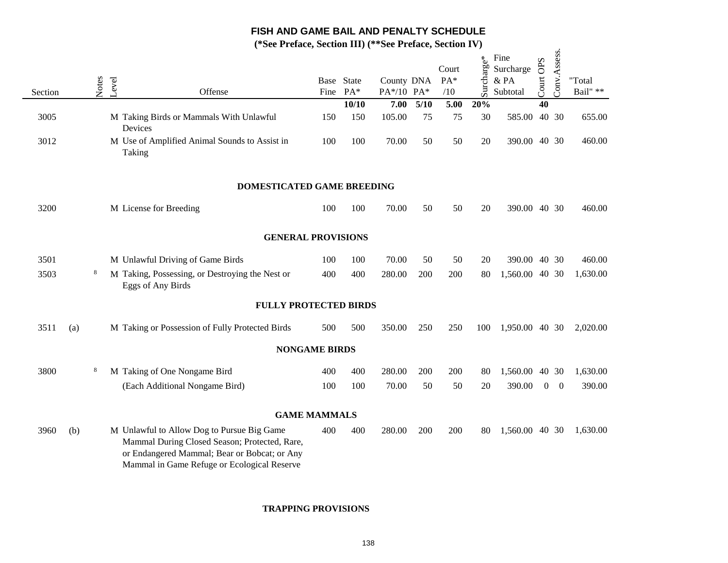# FISH AND GAME BAIL AND PENALTY SCHEDULE

**(*See Preface, Section III) (**See Preface, Section IV)**

| Section | | Notes | Level | Offense | Base Fine | State PA* | County PA*/10 | DNA PA* | Court PA* /10 | Surcharge* | Fine Surcharge & PA Subtotal | Court OPS | Conv. Assess. | "Total Bail" ** |
|---|---|---|---|---|---|---|---|---|---|---|---|---|---|---|
| | | | | | | **10/10** | **7.00** | **5/10** | **5.00** | **20%** | | **40** | | |
| 3005 | | | M | Taking Birds or Mammals With Unlawful Devices | 150 | 150 | 105.00 | 75 | 75 | 30 | 585.00 | 40 | 30 | 655.00 |
| 3012 | | | M | Use of Amplified Animal Sounds to Assist in Taking | 100 | 100 | 70.00 | 50 | 50 | 20 | 390.00 | 40 | 30 | 460.00 |
| | | | | **DOMESTICATED GAME BREEDING** | | | | | | | | | | |
| 3200 | | | M | License for Breeding | 100 | 100 | 70.00 | 50 | 50 | 20 | 390.00 | 40 | 30 | 460.00 |
| | | | | **GENERAL PROVISIONS** | | | | | | | | | | |
| 3501 | | | M | Unlawful Driving of Game Birds | 100 | 100 | 70.00 | 50 | 50 | 20 | 390.00 | 40 | 30 | 460.00 |
| 3503 | | 8 | M | Taking, Possessing, or Destroying the Nest or Eggs of Any Birds | 400 | 400 | 280.00 | 200 | 200 | 80 | 1,560.00 | 40 | 30 | 1,630.00 |
| | | | | **FULLY PROTECTED BIRDS** | | | | | | | | | | |
| 3511 | (a) | | M | Taking or Possession of Fully Protected Birds | 500 | 500 | 350.00 | 250 | 250 | 100 | 1,950.00 | 40 | 30 | 2,020.00 |
| | | | | **NONGAME BIRDS** | | | | | | | | | | |
| 3800 | | 8 | M | Taking of One Nongame Bird | 400 | 400 | 280.00 | 200 | 200 | 80 | 1,560.00 | 40 | 30 | 1,630.00 |
| | | | | (Each Additional Nongame Bird) | 100 | 100 | 70.00 | 50 | 50 | 20 | 390.00 | 0 | 0 | 390.00 |
| | | | | **GAME MAMMALS** | | | | | | | | | | |
| 3960 | (b) | | M | Unlawful to Allow Dog to Pursue Big Game Mammal During Closed Season; Protected, Rare, or Endangered Mammal; Bear or Bobcat; or Any Mammal in Game Refuge or Ecological Reserve | 400 | 400 | 280.00 | 200 | 200 | 80 | 1,560.00 | 40 | 30 | 1,630.00 |
| | | | | **TRAPPING PROVISIONS** | | | | | | | | | | |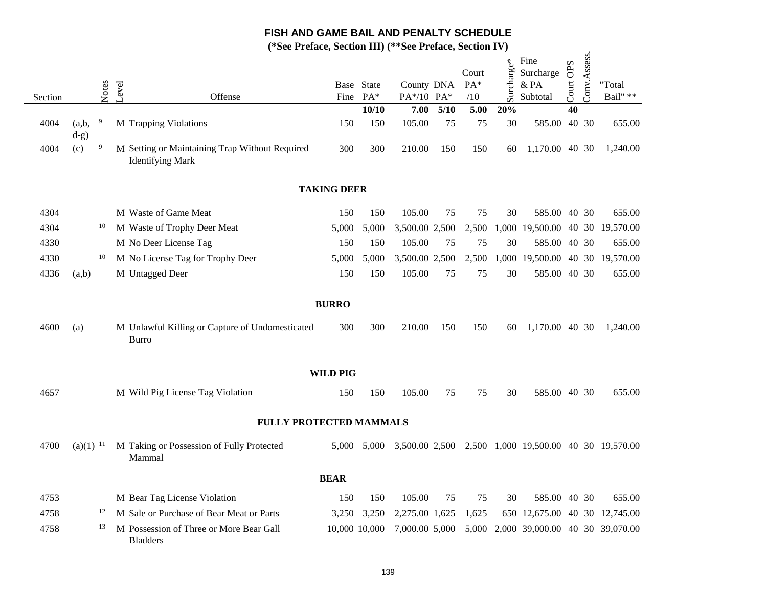# FISH AND GAME BAIL AND PENALTY SCHEDULE

**(*See Preface, Section III) (**See Preface, Section IV)**

| Section | | Notes | Level | Offense | Base Fine | State PA* | County PA*/10 | DNA PA* | Court PA* /10 | Surcharge* | Fine Surcharge & PA Subtotal | Court OPS | Conv. Assess. | "Total Bail" ** |
|---|---|---|---|---|---|---|---|---|---|---|---|---|---|---|
| | | | | | | **10/10** | **7.00** | **5/10** | **5.00** | **20%** | | **40** | | |
| 4004 | (a,b, d-g) | 9 | M | Trapping Violations | 150 | 150 | 105.00 | 75 | 75 | 30 | 585.00 | 40 | 30 | 655.00 |
| 4004 | (c) | 9 | M | Setting or Maintaining Trap Without Required Identifying Mark | 300 | 300 | 210.00 | 150 | 150 | 60 | 1,170.00 | 40 | 30 | 1,240.00 |
| | | | | **TAKING DEER** | | | | | | | | | | |
| 4304 | | | M | Waste of Game Meat | 150 | 150 | 105.00 | 75 | 75 | 30 | 585.00 | 40 | 30 | 655.00 |
| 4304 | | 10 | M | Waste of Trophy Deer Meat | 5,000 | 5,000 | 3,500.00 | 2,500 | 2,500 | 1,000 | 19,500.00 | 40 | 30 | 19,570.00 |
| 4330 | | | M | No Deer License Tag | 150 | 150 | 105.00 | 75 | 75 | 30 | 585.00 | 40 | 30 | 655.00 |
| 4330 | | 10 | M | No License Tag for Trophy Deer | 5,000 | 5,000 | 3,500.00 | 2,500 | 2,500 | 1,000 | 19,500.00 | 40 | 30 | 19,570.00 |
| 4336 | (a,b) | | M | Untagged Deer | 150 | 150 | 105.00 | 75 | 75 | 30 | 585.00 | 40 | 30 | 655.00 |
| | | | | **BURRO** | | | | | | | | | | |
| 4600 | (a) | | M | Unlawful Killing or Capture of Undomesticated Burro | 300 | 300 | 210.00 | 150 | 150 | 60 | 1,170.00 | 40 | 30 | 1,240.00 |
| | | | | **WILD PIG** | | | | | | | | | | |
| 4657 | | | M | Wild Pig License Tag Violation | 150 | 150 | 105.00 | 75 | 75 | 30 | 585.00 | 40 | 30 | 655.00 |
| | | | | **FULLY PROTECTED MAMMALS** | | | | | | | | | | |
| 4700 | (a)(1) | 11 | M | Taking or Possession of Fully Protected Mammal | 5,000 | 5,000 | 3,500.00 | 2,500 | 2,500 | 1,000 | 19,500.00 | 40 | 30 | 19,570.00 |
| | | | | **BEAR** | | | | | | | | | | |
| 4753 | | | M | Bear Tag License Violation | 150 | 150 | 105.00 | 75 | 75 | 30 | 585.00 | 40 | 30 | 655.00 |
| 4758 | | 12 | M | Sale or Purchase of Bear Meat or Parts | 3,250 | 3,250 | 2,275.00 | 1,625 | 1,625 | 650 | 12,675.00 | 40 | 30 | 12,745.00 |
| 4758 | | 13 | M | Possession of Three or More Bear Gall Bladders | 10,000 | 10,000 | 7,000.00 | 5,000 | 5,000 | 2,000 | 39,000.00 | 40 | 30 | 39,070.00 |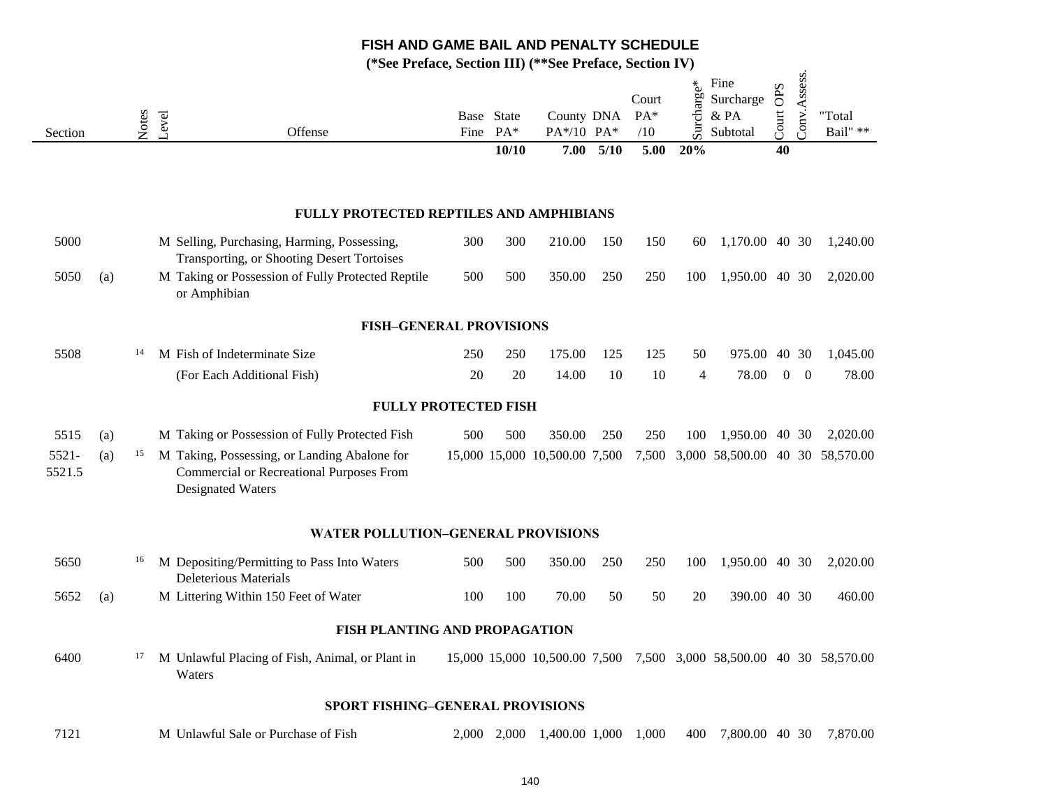# FISH AND GAME BAIL AND PENALTY SCHEDULE

**(*See Preface, Section III) (**See Preface, Section IV)**

| Section | | Notes | Level | Offense | Base Fine | State PA* | County PA*/10 | DNA PA* | Court PA* /10 | Surcharge* | Fine Surcharge & PA Subtotal | Court OPS | Conv. Assess. | "Total Bail" ** |
|---|---|---|---|---|---|---|---|---|---|---|---|---|---|---|
| | | | | | | 10/10 | 7.00 | 5/10 | 5.00 | 20% | | 40 | | |
| | | | | **FULLY PROTECTED REPTILES AND AMPHIBIANS** | | | | | | | | | | |
| 5000 | | | M | Selling, Purchasing, Harming, Possessing, Transporting, or Shooting Desert Tortoises | 300 | 300 | 210.00 | 150 | 150 | 60 | 1,170.00 | 40 | 30 | 1,240.00 |
| 5050 | (a) | | M | Taking or Possession of Fully Protected Reptile or Amphibian | 500 | 500 | 350.00 | 250 | 250 | 100 | 1,950.00 | 40 | 30 | 2,020.00 |
| | | | | **FISH–GENERAL PROVISIONS** | | | | | | | | | | |
| 5508 | | 14 | M | Fish of Indeterminate Size | 250 | 250 | 175.00 | 125 | 125 | 50 | 975.00 | 40 | 30 | 1,045.00 |
| | | | | (For Each Additional Fish) | 20 | 20 | 14.00 | 10 | 10 | 4 | 78.00 | 0 | 0 | 78.00 |
| | | | | **FULLY PROTECTED FISH** | | | | | | | | | | |
| 5515 | (a) | | M | Taking or Possession of Fully Protected Fish | 500 | 500 | 350.00 | 250 | 250 | 100 | 1,950.00 | 40 | 30 | 2,020.00 |
| 5521-5521.5 | (a) | 15 | M | Taking, Possessing, or Landing Abalone for Commercial or Recreational Purposes From Designated Waters | 15,000 | 15,000 | 10,500.00 | 7,500 | 7,500 | 3,000 | 58,500.00 | 40 | 30 | 58,570.00 |
| | | | | **WATER POLLUTION–GENERAL PROVISIONS** | | | | | | | | | | |
| 5650 | | 16 | M | Depositing/Permitting to Pass Into Waters Deleterious Materials | 500 | 500 | 350.00 | 250 | 250 | 100 | 1,950.00 | 40 | 30 | 2,020.00 |
| 5652 | (a) | | M | Littering Within 150 Feet of Water | 100 | 100 | 70.00 | 50 | 50 | 20 | 390.00 | 40 | 30 | 460.00 |
| | | | | **FISH PLANTING AND PROPAGATION** | | | | | | | | | | |
| 6400 | | 17 | M | Unlawful Placing of Fish, Animal, or Plant in Waters | 15,000 | 15,000 | 10,500.00 | 7,500 | 7,500 | 3,000 | 58,500.00 | 40 | 30 | 58,570.00 |
| | | | | **SPORT FISHING–GENERAL PROVISIONS** | | | | | | | | | | |
| 7121 | | | M | Unlawful Sale or Purchase of Fish | 2,000 | 2,000 | 1,400.00 | 1,000 | 1,000 | 400 | 7,800.00 | 40 | 30 | 7,870.00 |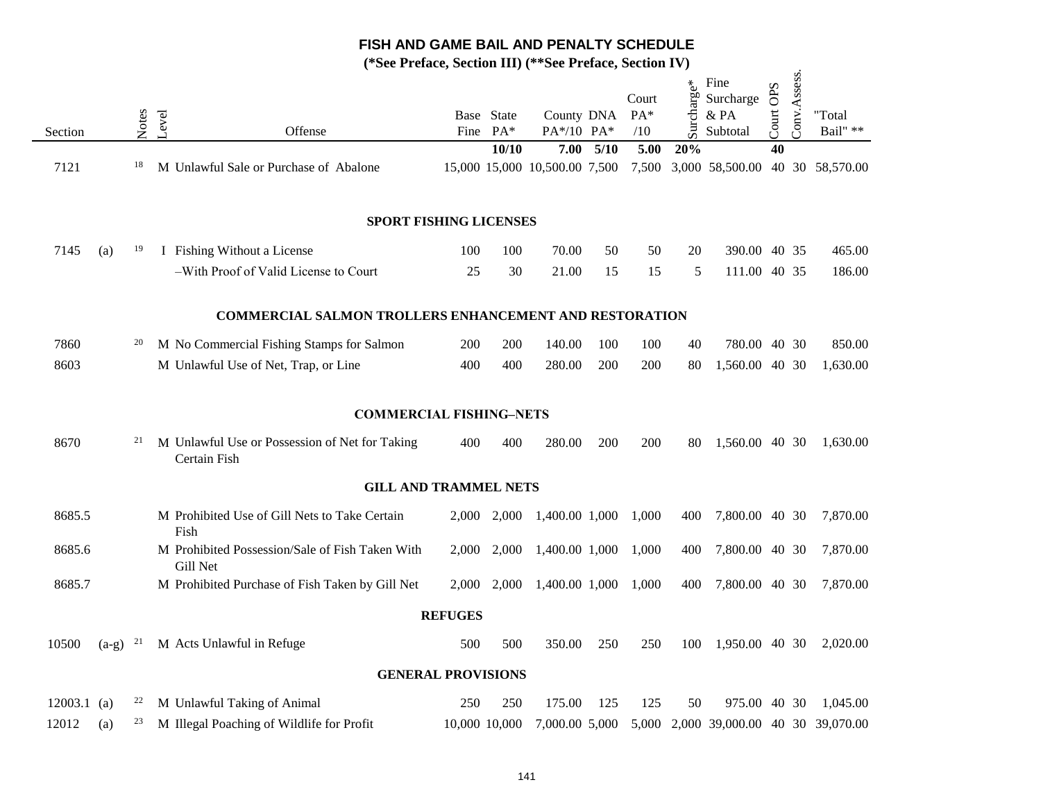# FISH AND GAME BAIL AND PENALTY SCHEDULE

**(*See Preface, Section III) (**See Preface, Section IV)**

| Section | | Notes | Level | Offense | Base Fine | State PA* | County PA*/10 | DNA PA* | Court PA* /10 | Surcharge* | Fine Surcharge & PA Subtotal | Court OPS | Conv. Assess. | "Total Bail" ** |
|---|---|---|---|---|---|---|---|---|---|---|---|---|---|---|
| | | | | | | **10/10** | **7.00** | **5/10** | **5.00** | **20%** | | **40** | | |
| 7121 | | 18 | M | Unlawful Sale or Purchase of Abalone | 15,000 | 15,000 | 10,500.00 | 7,500 | 7,500 | 3,000 | 58,500.00 | 40 | 30 | 58,570.00 |
| | | | | **SPORT FISHING LICENSES** | | | | | | | | | | |
| 7145 | (a) | 19 | I | Fishing Without a License | 100 | 100 | 70.00 | 50 | 50 | 20 | 390.00 | 40 | 35 | 465.00 |
| | | | | –With Proof of Valid License to Court | 25 | 30 | 21.00 | 15 | 15 | 5 | 111.00 | 40 | 35 | 186.00 |
| | | | | **COMMERCIAL SALMON TROLLERS ENHANCEMENT AND RESTORATION** | | | | | | | | | | |
| 7860 | | 20 | M | No Commercial Fishing Stamps for Salmon | 200 | 200 | 140.00 | 100 | 100 | 40 | 780.00 | 40 | 30 | 850.00 |
| 8603 | | | M | Unlawful Use of Net, Trap, or Line | 400 | 400 | 280.00 | 200 | 200 | 80 | 1,560.00 | 40 | 30 | 1,630.00 |
| | | | | **COMMERCIAL FISHING–NETS** | | | | | | | | | | |
| 8670 | | 21 | M | Unlawful Use or Possession of Net for Taking Certain Fish | 400 | 400 | 280.00 | 200 | 200 | 80 | 1,560.00 | 40 | 30 | 1,630.00 |
| | | | | **GILL AND TRAMMEL NETS** | | | | | | | | | | |
| 8685.5 | | | M | Prohibited Use of Gill Nets to Take Certain Fish | 2,000 | 2,000 | 1,400.00 | 1,000 | 1,000 | 400 | 7,800.00 | 40 | 30 | 7,870.00 |
| 8685.6 | | | M | Prohibited Possession/Sale of Fish Taken With Gill Net | 2,000 | 2,000 | 1,400.00 | 1,000 | 1,000 | 400 | 7,800.00 | 40 | 30 | 7,870.00 |
| 8685.7 | | | M | Prohibited Purchase of Fish Taken by Gill Net | 2,000 | 2,000 | 1,400.00 | 1,000 | 1,000 | 400 | 7,800.00 | 40 | 30 | 7,870.00 |
| | | | | **REFUGES** | | | | | | | | | | |
| 10500 | (a-g) | 21 | M | Acts Unlawful in Refuge | 500 | 500 | 350.00 | 250 | 250 | 100 | 1,950.00 | 40 | 30 | 2,020.00 |
| | | | | **GENERAL PROVISIONS** | | | | | | | | | | |
| 12003.1 | (a) | 22 | M | Unlawful Taking of Animal | 250 | 250 | 175.00 | 125 | 125 | 50 | 975.00 | 40 | 30 | 1,045.00 |
| 12012 | (a) | 23 | M | Illegal Poaching of Wildlife for Profit | 10,000 | 10,000 | 7,000.00 | 5,000 | 5,000 | 2,000 | 39,000.00 | 40 | 30 | 39,070.00 |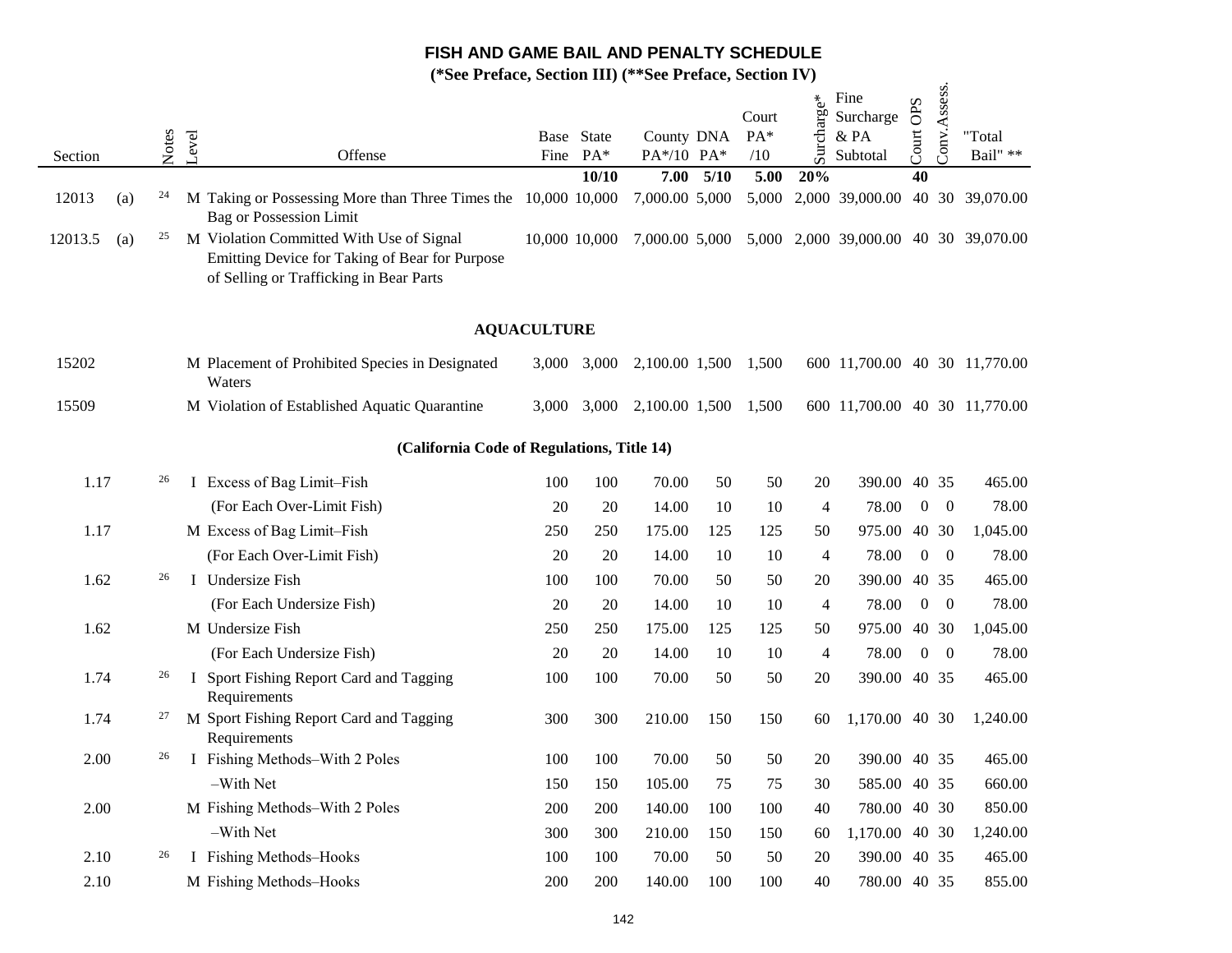# FISH AND GAME BAIL AND PENALTY SCHEDULE

**(*See Preface, Section III) (**See Preface, Section IV)**

| Section | | Notes | Level | Offense | Base Fine | State PA* | County PA*/10 | DNA PA* | Court PA* /10 | Surcharge* | Fine Surcharge & PA Subtotal | Court OPS | Conv.Assess. | "Total Bail" ** |
|---|---|---|---|---|---|---|---|---|---|---|---|---|---|---|
| | | | | | | **10/10** | **7.00** | **5/10** | **5.00** | **20%** | | **40** | | |
| 12013 | (a) | 24 | M | Taking or Possessing More than Three Times the Bag or Possession Limit | 10,000 | 10,000 | 7,000.00 | 5,000 | 5,000 | 2,000 | 39,000.00 | 40 | 30 | 39,070.00 |
| 12013.5 | (a) | 25 | M | Violation Committed With Use of Signal Emitting Device for Taking of Bear for Purpose of Selling or Trafficking in Bear Parts | 10,000 | 10,000 | 7,000.00 | 5,000 | 5,000 | 2,000 | 39,000.00 | 40 | 30 | 39,070.00 |
| | | | | **AQUACULTURE** | | | | | | | | | | |
| 15202 | | | M | Placement of Prohibited Species in Designated Waters | 3,000 | 3,000 | 2,100.00 | 1,500 | 1,500 | 600 | 11,700.00 | 40 | 30 | 11,770.00 |
| 15509 | | | M | Violation of Established Aquatic Quarantine | 3,000 | 3,000 | 2,100.00 | 1,500 | 1,500 | 600 | 11,700.00 | 40 | 30 | 11,770.00 |
| | | | | **(California Code of Regulations, Title 14)** | | | | | | | | | | |
| 1.17 | | 26 | I | Excess of Bag Limit–Fish | 100 | 100 | 70.00 | 50 | 50 | 20 | 390.00 | 40 | 35 | 465.00 |
| | | | | (For Each Over-Limit Fish) | 20 | 20 | 14.00 | 10 | 10 | 4 | 78.00 | 0 | 0 | 78.00 |
| 1.17 | | | M | Excess of Bag Limit–Fish | 250 | 250 | 175.00 | 125 | 125 | 50 | 975.00 | 40 | 30 | 1,045.00 |
| | | | | (For Each Over-Limit Fish) | 20 | 20 | 14.00 | 10 | 10 | 4 | 78.00 | 0 | 0 | 78.00 |
| 1.62 | | 26 | I | Undersize Fish | 100 | 100 | 70.00 | 50 | 50 | 20 | 390.00 | 40 | 35 | 465.00 |
| | | | | (For Each Undersize Fish) | 20 | 20 | 14.00 | 10 | 10 | 4 | 78.00 | 0 | 0 | 78.00 |
| 1.62 | | | M | Undersize Fish | 250 | 250 | 175.00 | 125 | 125 | 50 | 975.00 | 40 | 30 | 1,045.00 |
| | | | | (For Each Undersize Fish) | 20 | 20 | 14.00 | 10 | 10 | 4 | 78.00 | 0 | 0 | 78.00 |
| 1.74 | | 26 | I | Sport Fishing Report Card and Tagging Requirements | 100 | 100 | 70.00 | 50 | 50 | 20 | 390.00 | 40 | 35 | 465.00 |
| 1.74 | | 27 | M | Sport Fishing Report Card and Tagging Requirements | 300 | 300 | 210.00 | 150 | 150 | 60 | 1,170.00 | 40 | 30 | 1,240.00 |
| 2.00 | | 26 | I | Fishing Methods–With 2 Poles | 100 | 100 | 70.00 | 50 | 50 | 20 | 390.00 | 40 | 35 | 465.00 |
| | | | | –With Net | 150 | 150 | 105.00 | 75 | 75 | 30 | 585.00 | 40 | 35 | 660.00 |
| 2.00 | | | M | Fishing Methods–With 2 Poles | 200 | 200 | 140.00 | 100 | 100 | 40 | 780.00 | 40 | 30 | 850.00 |
| | | | | –With Net | 300 | 300 | 210.00 | 150 | 150 | 60 | 1,170.00 | 40 | 30 | 1,240.00 |
| 2.10 | | 26 | I | Fishing Methods–Hooks | 100 | 100 | 70.00 | 50 | 50 | 20 | 390.00 | 40 | 35 | 465.00 |
| 2.10 | | | M | Fishing Methods–Hooks | 200 | 200 | 140.00 | 100 | 100 | 40 | 780.00 | 40 | 35 | 855.00 |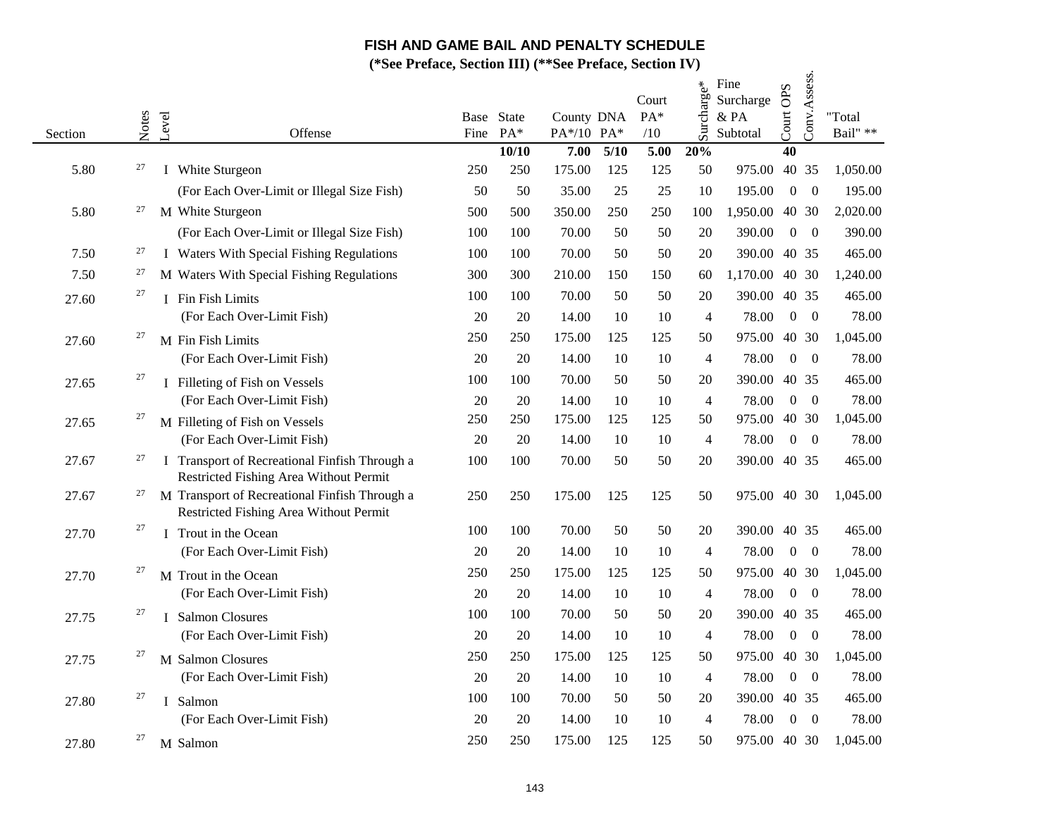# FISH AND GAME BAIL AND PENALTY SCHEDULE

**(*See Preface, Section III) (**See Preface, Section IV)**

| Section | Notes | Level | Offense | Base Fine | State PA* | County PA*/10 | DNA PA* | Court PA* /10 | Surcharge* | Fine Surcharge & PA Subtotal | Court OPS | Conv.Assess. | "Total Bail" ** |
|---|---|---|---|---|---|---|---|---|---|---|---|---|---|
| | | | | | **10/10** | **7.00** | **5/10** | **5.00** | **20%** | | **40** | | |
| 5.80 | 27 | I | White Sturgeon | 250 | 250 | 175.00 | 125 | 125 | 50 | 975.00 | 40 | 35 | 1,050.00 |
| | | | (For Each Over-Limit or Illegal Size Fish) | 50 | 50 | 35.00 | 25 | 25 | 10 | 195.00 | 0 | 0 | 195.00 |
| 5.80 | 27 | M | White Sturgeon | 500 | 500 | 350.00 | 250 | 250 | 100 | 1,950.00 | 40 | 30 | 2,020.00 |
| | | | (For Each Over-Limit or Illegal Size Fish) | 100 | 100 | 70.00 | 50 | 50 | 20 | 390.00 | 0 | 0 | 390.00 |
| 7.50 | 27 | I | Waters With Special Fishing Regulations | 100 | 100 | 70.00 | 50 | 50 | 20 | 390.00 | 40 | 35 | 465.00 |
| 7.50 | 27 | M | Waters With Special Fishing Regulations | 300 | 300 | 210.00 | 150 | 150 | 60 | 1,170.00 | 40 | 30 | 1,240.00 |
| 27.60 | 27 | I | Fin Fish Limits | 100 | 100 | 70.00 | 50 | 50 | 20 | 390.00 | 40 | 35 | 465.00 |
| | | | (For Each Over-Limit Fish) | 20 | 20 | 14.00 | 10 | 10 | 4 | 78.00 | 0 | 0 | 78.00 |
| 27.60 | 27 | M | Fin Fish Limits | 250 | 250 | 175.00 | 125 | 125 | 50 | 975.00 | 40 | 30 | 1,045.00 |
| | | | (For Each Over-Limit Fish) | 20 | 20 | 14.00 | 10 | 10 | 4 | 78.00 | 0 | 0 | 78.00 |
| 27.65 | 27 | I | Filleting of Fish on Vessels | 100 | 100 | 70.00 | 50 | 50 | 20 | 390.00 | 40 | 35 | 465.00 |
| | | | (For Each Over-Limit Fish) | 20 | 20 | 14.00 | 10 | 10 | 4 | 78.00 | 0 | 0 | 78.00 |
| 27.65 | 27 | M | Filleting of Fish on Vessels | 250 | 250 | 175.00 | 125 | 125 | 50 | 975.00 | 40 | 30 | 1,045.00 |
| | | | (For Each Over-Limit Fish) | 20 | 20 | 14.00 | 10 | 10 | 4 | 78.00 | 0 | 0 | 78.00 |
| 27.67 | 27 | I | Transport of Recreational Finfish Through a Restricted Fishing Area Without Permit | 100 | 100 | 70.00 | 50 | 50 | 20 | 390.00 | 40 | 35 | 465.00 |
| 27.67 | 27 | M | Transport of Recreational Finfish Through a Restricted Fishing Area Without Permit | 250 | 250 | 175.00 | 125 | 125 | 50 | 975.00 | 40 | 30 | 1,045.00 |
| 27.70 | 27 | I | Trout in the Ocean | 100 | 100 | 70.00 | 50 | 50 | 20 | 390.00 | 40 | 35 | 465.00 |
| | | | (For Each Over-Limit Fish) | 20 | 20 | 14.00 | 10 | 10 | 4 | 78.00 | 0 | 0 | 78.00 |
| 27.70 | 27 | M | Trout in the Ocean | 250 | 250 | 175.00 | 125 | 125 | 50 | 975.00 | 40 | 30 | 1,045.00 |
| | | | (For Each Over-Limit Fish) | 20 | 20 | 14.00 | 10 | 10 | 4 | 78.00 | 0 | 0 | 78.00 |
| 27.75 | 27 | I | Salmon Closures | 100 | 100 | 70.00 | 50 | 50 | 20 | 390.00 | 40 | 35 | 465.00 |
| | | | (For Each Over-Limit Fish) | 20 | 20 | 14.00 | 10 | 10 | 4 | 78.00 | 0 | 0 | 78.00 |
| 27.75 | 27 | M | Salmon Closures | 250 | 250 | 175.00 | 125 | 125 | 50 | 975.00 | 40 | 30 | 1,045.00 |
| | | | (For Each Over-Limit Fish) | 20 | 20 | 14.00 | 10 | 10 | 4 | 78.00 | 0 | 0 | 78.00 |
| 27.80 | 27 | I | Salmon | 100 | 100 | 70.00 | 50 | 50 | 20 | 390.00 | 40 | 35 | 465.00 |
| | | | (For Each Over-Limit Fish) | 20 | 20 | 14.00 | 10 | 10 | 4 | 78.00 | 0 | 0 | 78.00 |
| 27.80 | 27 | M | Salmon | 250 | 250 | 175.00 | 125 | 125 | 50 | 975.00 | 40 | 30 | 1,045.00 |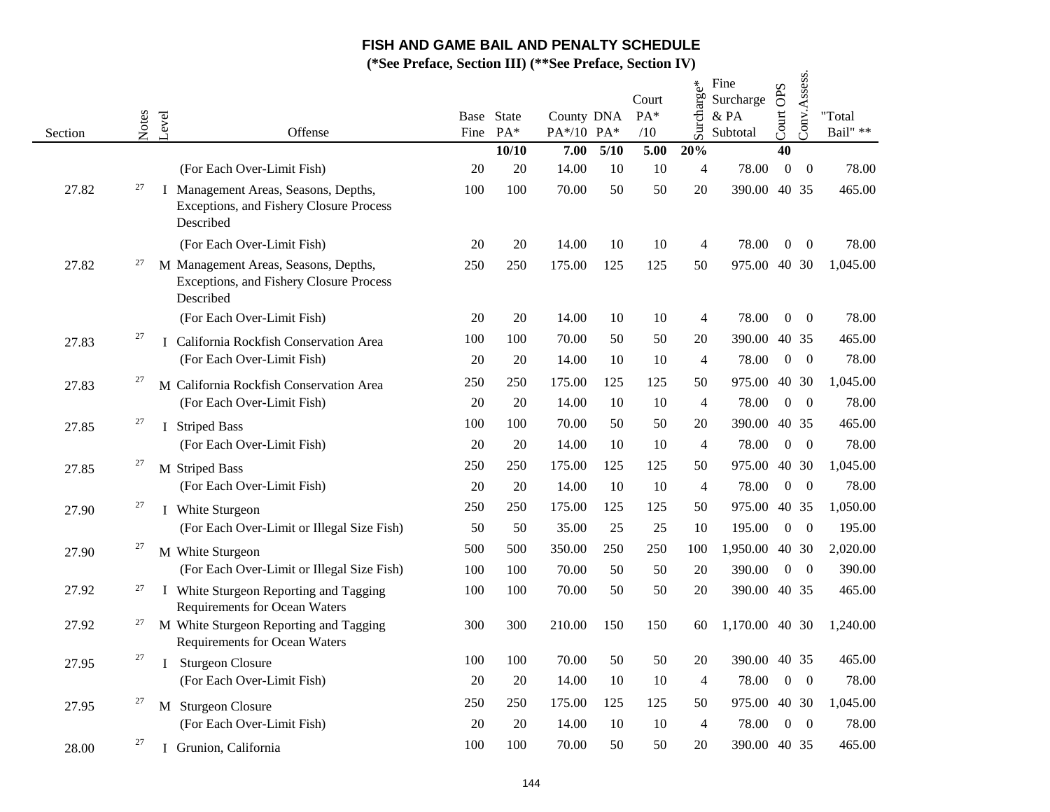# FISH AND GAME BAIL AND PENALTY SCHEDULE

**(*See Preface, Section III) (**See Preface, Section IV)**

| Section | Notes | Level | Offense | Base Fine | State PA* | County PA*/10 | DNA PA* | Court PA* /10 | Surcharge* | Fine Surcharge & PA Subtotal | Court OPS | Conv.Assess. | "Total Bail" ** |
|---|---|---|---|---|---|---|---|---|---|---|---|---|---|
| | | | | | **10/10** | **7.00** | **5/10** | **5.00** | **20%** | | **40** | | |
| | | | (For Each Over-Limit Fish) | 20 | 20 | 14.00 | 10 | 10 | 4 | 78.00 | 0 | 0 | 78.00 |
| 27.82 | 27 | I | Management Areas, Seasons, Depths, Exceptions, and Fishery Closure Process Described | 100 | 100 | 70.00 | 50 | 50 | 20 | 390.00 | 40 | 35 | 465.00 |
| | | | (For Each Over-Limit Fish) | 20 | 20 | 14.00 | 10 | 10 | 4 | 78.00 | 0 | 0 | 78.00 |
| 27.82 | 27 | M | Management Areas, Seasons, Depths, Exceptions, and Fishery Closure Process Described | 250 | 250 | 175.00 | 125 | 125 | 50 | 975.00 | 40 | 30 | 1,045.00 |
| | | | (For Each Over-Limit Fish) | 20 | 20 | 14.00 | 10 | 10 | 4 | 78.00 | 0 | 0 | 78.00 |
| 27.83 | 27 | I | California Rockfish Conservation Area | 100 | 100 | 70.00 | 50 | 50 | 20 | 390.00 | 40 | 35 | 465.00 |
| | | | (For Each Over-Limit Fish) | 20 | 20 | 14.00 | 10 | 10 | 4 | 78.00 | 0 | 0 | 78.00 |
| 27.83 | 27 | M | California Rockfish Conservation Area | 250 | 250 | 175.00 | 125 | 125 | 50 | 975.00 | 40 | 30 | 1,045.00 |
| | | | (For Each Over-Limit Fish) | 20 | 20 | 14.00 | 10 | 10 | 4 | 78.00 | 0 | 0 | 78.00 |
| 27.85 | 27 | I | Striped Bass | 100 | 100 | 70.00 | 50 | 50 | 20 | 390.00 | 40 | 35 | 465.00 |
| | | | (For Each Over-Limit Fish) | 20 | 20 | 14.00 | 10 | 10 | 4 | 78.00 | 0 | 0 | 78.00 |
| 27.85 | 27 | M | Striped Bass | 250 | 250 | 175.00 | 125 | 125 | 50 | 975.00 | 40 | 30 | 1,045.00 |
| | | | (For Each Over-Limit Fish) | 20 | 20 | 14.00 | 10 | 10 | 4 | 78.00 | 0 | 0 | 78.00 |
| 27.90 | 27 | I | White Sturgeon | 250 | 250 | 175.00 | 125 | 125 | 50 | 975.00 | 40 | 35 | 1,050.00 |
| | | | (For Each Over-Limit or Illegal Size Fish) | 50 | 50 | 35.00 | 25 | 25 | 10 | 195.00 | 0 | 0 | 195.00 |
| 27.90 | 27 | M | White Sturgeon | 500 | 500 | 350.00 | 250 | 250 | 100 | 1,950.00 | 40 | 30 | 2,020.00 |
| | | | (For Each Over-Limit or Illegal Size Fish) | 100 | 100 | 70.00 | 50 | 50 | 20 | 390.00 | 0 | 0 | 390.00 |
| 27.92 | 27 | I | White Sturgeon Reporting and Tagging Requirements for Ocean Waters | 100 | 100 | 70.00 | 50 | 50 | 20 | 390.00 | 40 | 35 | 465.00 |
| 27.92 | 27 | M | White Sturgeon Reporting and Tagging Requirements for Ocean Waters | 300 | 300 | 210.00 | 150 | 150 | 60 | 1,170.00 | 40 | 30 | 1,240.00 |
| 27.95 | 27 | I | Sturgeon Closure | 100 | 100 | 70.00 | 50 | 50 | 20 | 390.00 | 40 | 35 | 465.00 |
| | | | (For Each Over-Limit Fish) | 20 | 20 | 14.00 | 10 | 10 | 4 | 78.00 | 0 | 0 | 78.00 |
| 27.95 | 27 | M | Sturgeon Closure | 250 | 250 | 175.00 | 125 | 125 | 50 | 975.00 | 40 | 30 | 1,045.00 |
| | | | (For Each Over-Limit Fish) | 20 | 20 | 14.00 | 10 | 10 | 4 | 78.00 | 0 | 0 | 78.00 |
| 28.00 | 27 | I | Grunion, California | 100 | 100 | 70.00 | 50 | 50 | 20 | 390.00 | 40 | 35 | 465.00 |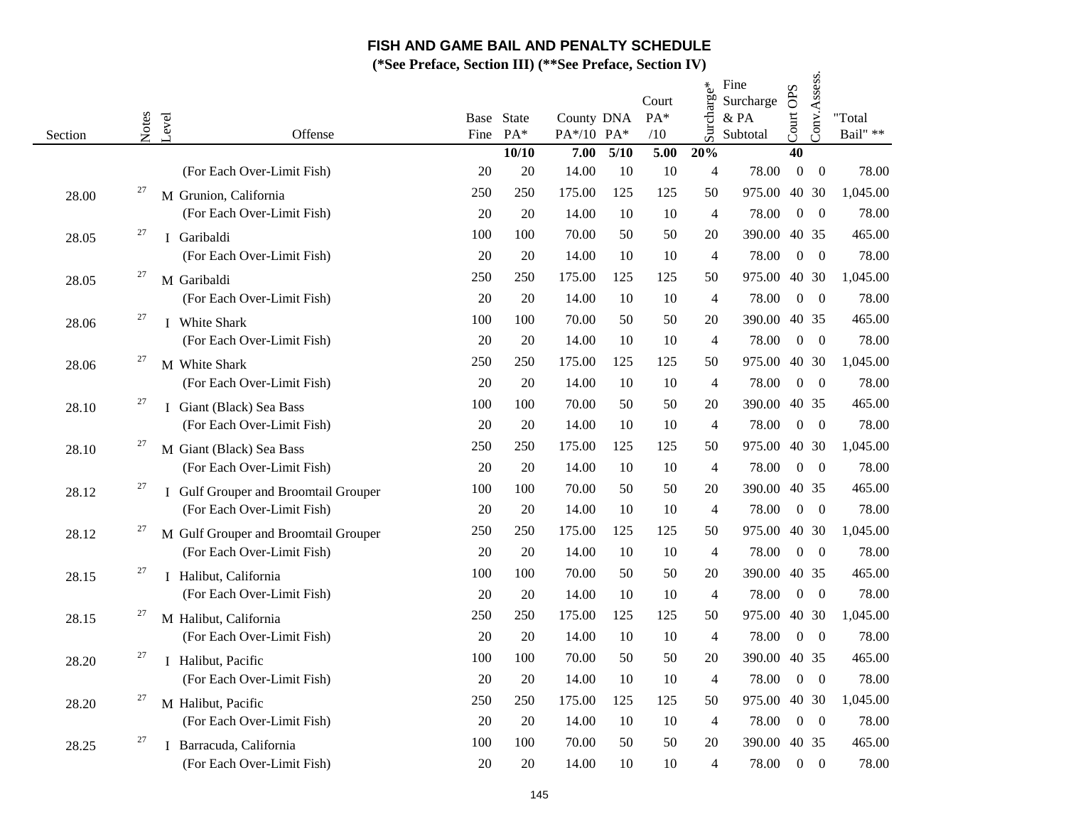# FISH AND GAME BAIL AND PENALTY SCHEDULE

**(*See Preface, Section III) (**See Preface, Section IV)**

| Section | Notes | Level | Offense | Base Fine | State PA* | County PA*/10 | DNA PA* | Court PA* /10 | Surcharge* | Fine Surcharge & PA Subtotal | Court OPS | Conv.Assess. | "Total Bail" ** |
|---|---|---|---|---|---|---|---|---|---|---|---|---|---|
| | | | | | **10/10** | **7.00** | **5/10** | **5.00** | **20%** | | **40** | | |
| | | | (For Each Over-Limit Fish) | 20 | 20 | 14.00 | 10 | 10 | 4 | 78.00 | 0 | 0 | 78.00 |
| 28.00 | 27 | M | Grunion, California | 250 | 250 | 175.00 | 125 | 125 | 50 | 975.00 | 40 | 30 | 1,045.00 |
| | | | (For Each Over-Limit Fish) | 20 | 20 | 14.00 | 10 | 10 | 4 | 78.00 | 0 | 0 | 78.00 |
| 28.05 | 27 | I | Garibaldi | 100 | 100 | 70.00 | 50 | 50 | 20 | 390.00 | 40 | 35 | 465.00 |
| | | | (For Each Over-Limit Fish) | 20 | 20 | 14.00 | 10 | 10 | 4 | 78.00 | 0 | 0 | 78.00 |
| 28.05 | 27 | M | Garibaldi | 250 | 250 | 175.00 | 125 | 125 | 50 | 975.00 | 40 | 30 | 1,045.00 |
| | | | (For Each Over-Limit Fish) | 20 | 20 | 14.00 | 10 | 10 | 4 | 78.00 | 0 | 0 | 78.00 |
| 28.06 | 27 | I | White Shark | 100 | 100 | 70.00 | 50 | 50 | 20 | 390.00 | 40 | 35 | 465.00 |
| | | | (For Each Over-Limit Fish) | 20 | 20 | 14.00 | 10 | 10 | 4 | 78.00 | 0 | 0 | 78.00 |
| 28.06 | 27 | M | White Shark | 250 | 250 | 175.00 | 125 | 125 | 50 | 975.00 | 40 | 30 | 1,045.00 |
| | | | (For Each Over-Limit Fish) | 20 | 20 | 14.00 | 10 | 10 | 4 | 78.00 | 0 | 0 | 78.00 |
| 28.10 | 27 | I | Giant (Black) Sea Bass | 100 | 100 | 70.00 | 50 | 50 | 20 | 390.00 | 40 | 35 | 465.00 |
| | | | (For Each Over-Limit Fish) | 20 | 20 | 14.00 | 10 | 10 | 4 | 78.00 | 0 | 0 | 78.00 |
| 28.10 | 27 | M | Giant (Black) Sea Bass | 250 | 250 | 175.00 | 125 | 125 | 50 | 975.00 | 40 | 30 | 1,045.00 |
| | | | (For Each Over-Limit Fish) | 20 | 20 | 14.00 | 10 | 10 | 4 | 78.00 | 0 | 0 | 78.00 |
| 28.12 | 27 | I | Gulf Grouper and Broomtail Grouper | 100 | 100 | 70.00 | 50 | 50 | 20 | 390.00 | 40 | 35 | 465.00 |
| | | | (For Each Over-Limit Fish) | 20 | 20 | 14.00 | 10 | 10 | 4 | 78.00 | 0 | 0 | 78.00 |
| 28.12 | 27 | M | Gulf Grouper and Broomtail Grouper | 250 | 250 | 175.00 | 125 | 125 | 50 | 975.00 | 40 | 30 | 1,045.00 |
| | | | (For Each Over-Limit Fish) | 20 | 20 | 14.00 | 10 | 10 | 4 | 78.00 | 0 | 0 | 78.00 |
| 28.15 | 27 | I | Halibut, California | 100 | 100 | 70.00 | 50 | 50 | 20 | 390.00 | 40 | 35 | 465.00 |
| | | | (For Each Over-Limit Fish) | 20 | 20 | 14.00 | 10 | 10 | 4 | 78.00 | 0 | 0 | 78.00 |
| 28.15 | 27 | M | Halibut, California | 250 | 250 | 175.00 | 125 | 125 | 50 | 975.00 | 40 | 30 | 1,045.00 |
| | | | (For Each Over-Limit Fish) | 20 | 20 | 14.00 | 10 | 10 | 4 | 78.00 | 0 | 0 | 78.00 |
| 28.20 | 27 | I | Halibut, Pacific | 100 | 100 | 70.00 | 50 | 50 | 20 | 390.00 | 40 | 35 | 465.00 |
| | | | (For Each Over-Limit Fish) | 20 | 20 | 14.00 | 10 | 10 | 4 | 78.00 | 0 | 0 | 78.00 |
| 28.20 | 27 | M | Halibut, Pacific | 250 | 250 | 175.00 | 125 | 125 | 50 | 975.00 | 40 | 30 | 1,045.00 |
| | | | (For Each Over-Limit Fish) | 20 | 20 | 14.00 | 10 | 10 | 4 | 78.00 | 0 | 0 | 78.00 |
| 28.25 | 27 | I | Barracuda, California | 100 | 100 | 70.00 | 50 | 50 | 20 | 390.00 | 40 | 35 | 465.00 |
| | | | (For Each Over-Limit Fish) | 20 | 20 | 14.00 | 10 | 10 | 4 | 78.00 | 0 | 0 | 78.00 |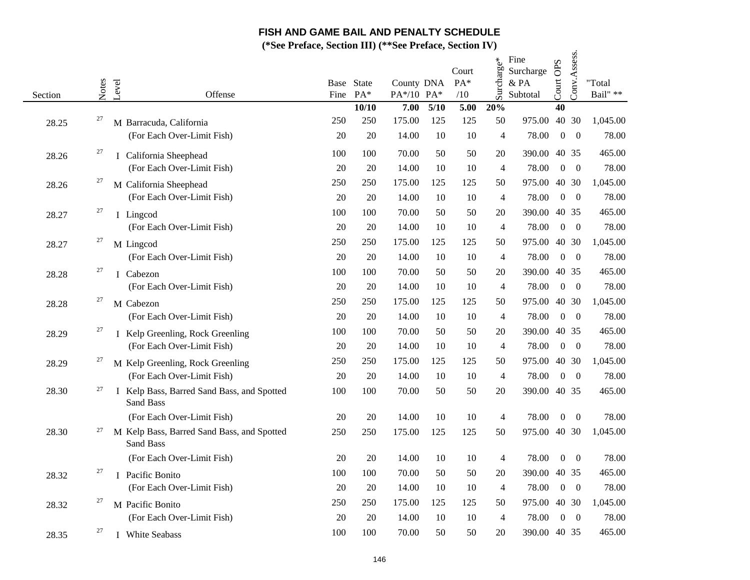## FISH AND GAME BAIL AND PENALTY SCHEDULE

**(*See Preface, Section III) (**See Preface, Section IV)**

| Section | Notes | Level | Offense | Base Fine | State PA* | County PA*/10 | DNA PA* | Court PA* /10 | Surcharge* | Fine Surcharge & PA Subtotal | Court OPS | Conv. Assess. | "Total Bail" ** |
|---|---|---|---|---|---|---|---|---|---|---|---|---|---|
| | | | | | **10/10** | **7.00** | **5/10** | **5.00** | **20%** | | **40** | | |
| 28.25 | 27 | M | Barracuda, California | 250 | 250 | 175.00 | 125 | 125 | 50 | 975.00 | 40 | 30 | 1,045.00 |
| | | | (For Each Over-Limit Fish) | 20 | 20 | 14.00 | 10 | 10 | 4 | 78.00 | 0 | 0 | 78.00 |
| 28.26 | 27 | I | California Sheephead | 100 | 100 | 70.00 | 50 | 50 | 20 | 390.00 | 40 | 35 | 465.00 |
| | | | (For Each Over-Limit Fish) | 20 | 20 | 14.00 | 10 | 10 | 4 | 78.00 | 0 | 0 | 78.00 |
| 28.26 | 27 | M | California Sheephead | 250 | 250 | 175.00 | 125 | 125 | 50 | 975.00 | 40 | 30 | 1,045.00 |
| | | | (For Each Over-Limit Fish) | 20 | 20 | 14.00 | 10 | 10 | 4 | 78.00 | 0 | 0 | 78.00 |
| 28.27 | 27 | I | Lingcod | 100 | 100 | 70.00 | 50 | 50 | 20 | 390.00 | 40 | 35 | 465.00 |
| | | | (For Each Over-Limit Fish) | 20 | 20 | 14.00 | 10 | 10 | 4 | 78.00 | 0 | 0 | 78.00 |
| 28.27 | 27 | M | Lingcod | 250 | 250 | 175.00 | 125 | 125 | 50 | 975.00 | 40 | 30 | 1,045.00 |
| | | | (For Each Over-Limit Fish) | 20 | 20 | 14.00 | 10 | 10 | 4 | 78.00 | 0 | 0 | 78.00 |
| 28.28 | 27 | I | Cabezon | 100 | 100 | 70.00 | 50 | 50 | 20 | 390.00 | 40 | 35 | 465.00 |
| | | | (For Each Over-Limit Fish) | 20 | 20 | 14.00 | 10 | 10 | 4 | 78.00 | 0 | 0 | 78.00 |
| 28.28 | 27 | M | Cabezon | 250 | 250 | 175.00 | 125 | 125 | 50 | 975.00 | 40 | 30 | 1,045.00 |
| | | | (For Each Over-Limit Fish) | 20 | 20 | 14.00 | 10 | 10 | 4 | 78.00 | 0 | 0 | 78.00 |
| 28.29 | 27 | I | Kelp Greenling, Rock Greenling | 100 | 100 | 70.00 | 50 | 50 | 20 | 390.00 | 40 | 35 | 465.00 |
| | | | (For Each Over-Limit Fish) | 20 | 20 | 14.00 | 10 | 10 | 4 | 78.00 | 0 | 0 | 78.00 |
| 28.29 | 27 | M | Kelp Greenling, Rock Greenling | 250 | 250 | 175.00 | 125 | 125 | 50 | 975.00 | 40 | 30 | 1,045.00 |
| | | | (For Each Over-Limit Fish) | 20 | 20 | 14.00 | 10 | 10 | 4 | 78.00 | 0 | 0 | 78.00 |
| 28.30 | 27 | I | Kelp Bass, Barred Sand Bass, and Spotted Sand Bass | 100 | 100 | 70.00 | 50 | 50 | 20 | 390.00 | 40 | 35 | 465.00 |
| | | | (For Each Over-Limit Fish) | 20 | 20 | 14.00 | 10 | 10 | 4 | 78.00 | 0 | 0 | 78.00 |
| 28.30 | 27 | M | Kelp Bass, Barred Sand Bass, and Spotted Sand Bass | 250 | 250 | 175.00 | 125 | 125 | 50 | 975.00 | 40 | 30 | 1,045.00 |
| | | | (For Each Over-Limit Fish) | 20 | 20 | 14.00 | 10 | 10 | 4 | 78.00 | 0 | 0 | 78.00 |
| 28.32 | 27 | I | Pacific Bonito | 100 | 100 | 70.00 | 50 | 50 | 20 | 390.00 | 40 | 35 | 465.00 |
| | | | (For Each Over-Limit Fish) | 20 | 20 | 14.00 | 10 | 10 | 4 | 78.00 | 0 | 0 | 78.00 |
| 28.32 | 27 | M | Pacific Bonito | 250 | 250 | 175.00 | 125 | 125 | 50 | 975.00 | 40 | 30 | 1,045.00 |
| | | | (For Each Over-Limit Fish) | 20 | 20 | 14.00 | 10 | 10 | 4 | 78.00 | 0 | 0 | 78.00 |
| 28.35 | 27 | I | White Seabass | 100 | 100 | 70.00 | 50 | 50 | 20 | 390.00 | 40 | 35 | 465.00 |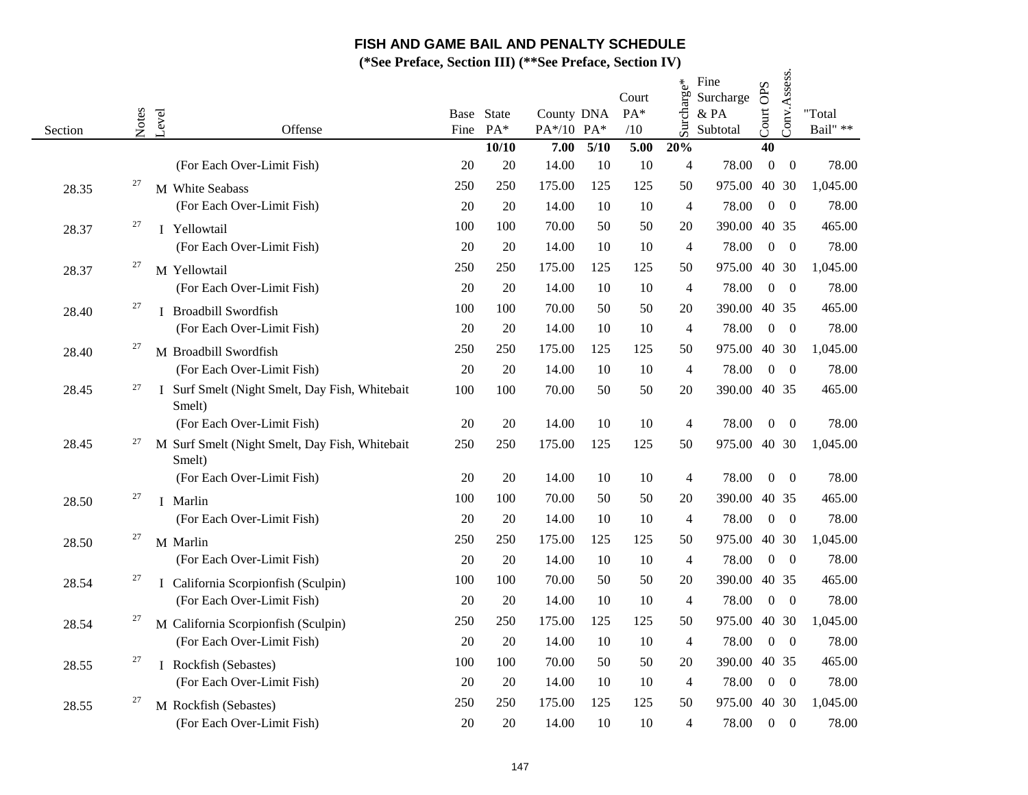# FISH AND GAME BAIL AND PENALTY SCHEDULE

**(*See Preface, Section III) (**See Preface, Section IV)**

| Section | Notes | Level | Offense | Base Fine | State PA* | County PA*/10 | DNA PA* | Court PA* /10 | Surcharge* | Fine Surcharge & PA Subtotal | Court OPS | Conv. Assess. | "Total Bail" ** |
|---|---|---|---|---|---|---|---|---|---|---|---|---|---|
| | | | | | **10/10** | **7.00** | **5/10** | **5.00** | **20%** | | **40** | | |
| | | | (For Each Over-Limit Fish) | 20 | 20 | 14.00 | 10 | 10 | 4 | 78.00 | 0 | 0 | 78.00 |
| 28.35 | 27 | M | White Seabass | 250 | 250 | 175.00 | 125 | 125 | 50 | 975.00 | 40 | 30 | 1,045.00 |
| | | | (For Each Over-Limit Fish) | 20 | 20 | 14.00 | 10 | 10 | 4 | 78.00 | 0 | 0 | 78.00 |
| 28.37 | 27 | I | Yellowtail | 100 | 100 | 70.00 | 50 | 50 | 20 | 390.00 | 40 | 35 | 465.00 |
| | | | (For Each Over-Limit Fish) | 20 | 20 | 14.00 | 10 | 10 | 4 | 78.00 | 0 | 0 | 78.00 |
| 28.37 | 27 | M | Yellowtail | 250 | 250 | 175.00 | 125 | 125 | 50 | 975.00 | 40 | 30 | 1,045.00 |
| | | | (For Each Over-Limit Fish) | 20 | 20 | 14.00 | 10 | 10 | 4 | 78.00 | 0 | 0 | 78.00 |
| 28.40 | 27 | I | Broadbill Swordfish | 100 | 100 | 70.00 | 50 | 50 | 20 | 390.00 | 40 | 35 | 465.00 |
| | | | (For Each Over-Limit Fish) | 20 | 20 | 14.00 | 10 | 10 | 4 | 78.00 | 0 | 0 | 78.00 |
| 28.40 | 27 | M | Broadbill Swordfish | 250 | 250 | 175.00 | 125 | 125 | 50 | 975.00 | 40 | 30 | 1,045.00 |
| | | | (For Each Over-Limit Fish) | 20 | 20 | 14.00 | 10 | 10 | 4 | 78.00 | 0 | 0 | 78.00 |
| 28.45 | 27 | I | Surf Smelt (Night Smelt, Day Fish, Whitebait Smelt) | 100 | 100 | 70.00 | 50 | 50 | 20 | 390.00 | 40 | 35 | 465.00 |
| | | | (For Each Over-Limit Fish) | 20 | 20 | 14.00 | 10 | 10 | 4 | 78.00 | 0 | 0 | 78.00 |
| 28.45 | 27 | M | Surf Smelt (Night Smelt, Day Fish, Whitebait Smelt) | 250 | 250 | 175.00 | 125 | 125 | 50 | 975.00 | 40 | 30 | 1,045.00 |
| | | | (For Each Over-Limit Fish) | 20 | 20 | 14.00 | 10 | 10 | 4 | 78.00 | 0 | 0 | 78.00 |
| 28.50 | 27 | I | Marlin | 100 | 100 | 70.00 | 50 | 50 | 20 | 390.00 | 40 | 35 | 465.00 |
| | | | (For Each Over-Limit Fish) | 20 | 20 | 14.00 | 10 | 10 | 4 | 78.00 | 0 | 0 | 78.00 |
| 28.50 | 27 | M | Marlin | 250 | 250 | 175.00 | 125 | 125 | 50 | 975.00 | 40 | 30 | 1,045.00 |
| | | | (For Each Over-Limit Fish) | 20 | 20 | 14.00 | 10 | 10 | 4 | 78.00 | 0 | 0 | 78.00 |
| 28.54 | 27 | I | California Scorpionfish (Sculpin) | 100 | 100 | 70.00 | 50 | 50 | 20 | 390.00 | 40 | 35 | 465.00 |
| | | | (For Each Over-Limit Fish) | 20 | 20 | 14.00 | 10 | 10 | 4 | 78.00 | 0 | 0 | 78.00 |
| 28.54 | 27 | M | California Scorpionfish (Sculpin) | 250 | 250 | 175.00 | 125 | 125 | 50 | 975.00 | 40 | 30 | 1,045.00 |
| | | | (For Each Over-Limit Fish) | 20 | 20 | 14.00 | 10 | 10 | 4 | 78.00 | 0 | 0 | 78.00 |
| 28.55 | 27 | I | Rockfish (Sebastes) | 100 | 100 | 70.00 | 50 | 50 | 20 | 390.00 | 40 | 35 | 465.00 |
| | | | (For Each Over-Limit Fish) | 20 | 20 | 14.00 | 10 | 10 | 4 | 78.00 | 0 | 0 | 78.00 |
| 28.55 | 27 | M | Rockfish (Sebastes) | 250 | 250 | 175.00 | 125 | 125 | 50 | 975.00 | 40 | 30 | 1,045.00 |
| | | | (For Each Over-Limit Fish) | 20 | 20 | 14.00 | 10 | 10 | 4 | 78.00 | 0 | 0 | 78.00 |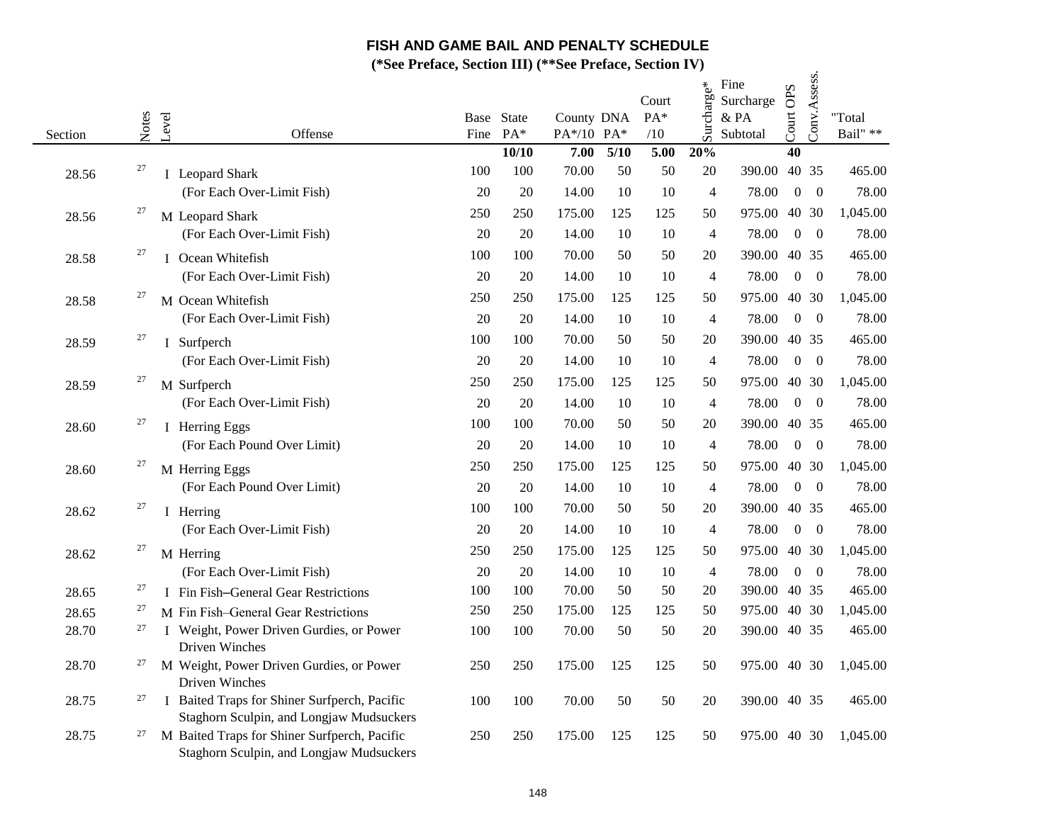## FISH AND GAME BAIL AND PENALTY SCHEDULE

**(*See Preface, Section III) (**See Preface, Section IV)**

| Section | Notes | Level | Offense | Base Fine | State PA* | County PA*/10 | DNA PA* | Court PA* /10 | Surcharge* | Fine Surcharge & PA Subtotal | Court OPS | Conv. Assess. | "Total Bail" ** |
|---|---|---|---|---|---|---|---|---|---|---|---|---|---|
| | | | | | **10/10** | **7.00** | **5/10** | **5.00** | **20%** | | **40** | | |
| 28.56 | 27 | I | Leopard Shark | 100 | 100 | 70.00 | 50 | 50 | 20 | 390.00 | 40 | 35 | 465.00 |
| | | | (For Each Over-Limit Fish) | 20 | 20 | 14.00 | 10 | 10 | 4 | 78.00 | 0 | 0 | 78.00 |
| 28.56 | 27 | M | Leopard Shark | 250 | 250 | 175.00 | 125 | 125 | 50 | 975.00 | 40 | 30 | 1,045.00 |
| | | | (For Each Over-Limit Fish) | 20 | 20 | 14.00 | 10 | 10 | 4 | 78.00 | 0 | 0 | 78.00 |
| 28.58 | 27 | I | Ocean Whitefish | 100 | 100 | 70.00 | 50 | 50 | 20 | 390.00 | 40 | 35 | 465.00 |
| | | | (For Each Over-Limit Fish) | 20 | 20 | 14.00 | 10 | 10 | 4 | 78.00 | 0 | 0 | 78.00 |
| 28.58 | 27 | M | Ocean Whitefish | 250 | 250 | 175.00 | 125 | 125 | 50 | 975.00 | 40 | 30 | 1,045.00 |
| | | | (For Each Over-Limit Fish) | 20 | 20 | 14.00 | 10 | 10 | 4 | 78.00 | 0 | 0 | 78.00 |
| 28.59 | 27 | I | Surfperch | 100 | 100 | 70.00 | 50 | 50 | 20 | 390.00 | 40 | 35 | 465.00 |
| | | | (For Each Over-Limit Fish) | 20 | 20 | 14.00 | 10 | 10 | 4 | 78.00 | 0 | 0 | 78.00 |
| 28.59 | 27 | M | Surfperch | 250 | 250 | 175.00 | 125 | 125 | 50 | 975.00 | 40 | 30 | 1,045.00 |
| | | | (For Each Over-Limit Fish) | 20 | 20 | 14.00 | 10 | 10 | 4 | 78.00 | 0 | 0 | 78.00 |
| 28.60 | 27 | I | Herring Eggs | 100 | 100 | 70.00 | 50 | 50 | 20 | 390.00 | 40 | 35 | 465.00 |
| | | | (For Each Pound Over Limit) | 20 | 20 | 14.00 | 10 | 10 | 4 | 78.00 | 0 | 0 | 78.00 |
| 28.60 | 27 | M | Herring Eggs | 250 | 250 | 175.00 | 125 | 125 | 50 | 975.00 | 40 | 30 | 1,045.00 |
| | | | (For Each Pound Over Limit) | 20 | 20 | 14.00 | 10 | 10 | 4 | 78.00 | 0 | 0 | 78.00 |
| 28.62 | 27 | I | Herring | 100 | 100 | 70.00 | 50 | 50 | 20 | 390.00 | 40 | 35 | 465.00 |
| | | | (For Each Over-Limit Fish) | 20 | 20 | 14.00 | 10 | 10 | 4 | 78.00 | 0 | 0 | 78.00 |
| 28.62 | 27 | M | Herring | 250 | 250 | 175.00 | 125 | 125 | 50 | 975.00 | 40 | 30 | 1,045.00 |
| | | | (For Each Over-Limit Fish) | 20 | 20 | 14.00 | 10 | 10 | 4 | 78.00 | 0 | 0 | 78.00 |
| 28.65 | 27 | I | Fin Fish–General Gear Restrictions | 100 | 100 | 70.00 | 50 | 50 | 20 | 390.00 | 40 | 35 | 465.00 |
| 28.65 | 27 | M | Fin Fish–General Gear Restrictions | 250 | 250 | 175.00 | 125 | 125 | 50 | 975.00 | 40 | 30 | 1,045.00 |
| 28.70 | 27 | I | Weight, Power Driven Gurdies, or Power Driven Winches | 100 | 100 | 70.00 | 50 | 50 | 20 | 390.00 | 40 | 35 | 465.00 |
| 28.70 | 27 | M | Weight, Power Driven Gurdies, or Power Driven Winches | 250 | 250 | 175.00 | 125 | 125 | 50 | 975.00 | 40 | 30 | 1,045.00 |
| 28.75 | 27 | I | Baited Traps for Shiner Surfperch, Pacific Staghorn Sculpin, and Longjaw Mudsuckers | 100 | 100 | 70.00 | 50 | 50 | 20 | 390.00 | 40 | 35 | 465.00 |
| 28.75 | 27 | M | Baited Traps for Shiner Surfperch, Pacific Staghorn Sculpin, and Longjaw Mudsuckers | 250 | 250 | 175.00 | 125 | 125 | 50 | 975.00 | 40 | 30 | 1,045.00 |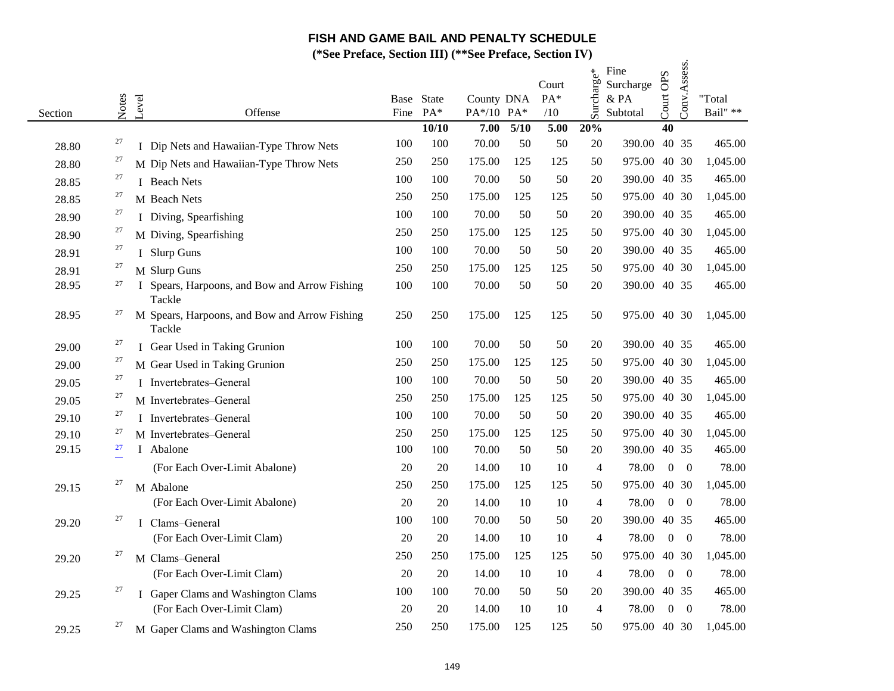# FISH AND GAME BAIL AND PENALTY SCHEDULE

**(*See Preface, Section III) (**See Preface, Section IV)**

| Section | Notes | Level | Offense | Base Fine | State PA* | County PA*/10 | DNA PA* | Court PA* /10 | Surcharge* | Fine Surcharge & PA Subtotal | Court OPS | Conv. Assess. | "Total Bail" ** |
|---|---|---|---|---|---|---|---|---|---|---|---|---|---|
| | | | | | **10/10** | **7.00** | **5/10** | **5.00** | **20%** | | **40** | | |
| 28.80 | 27 | I | Dip Nets and Hawaiian-Type Throw Nets | 100 | 100 | 70.00 | 50 | 50 | 20 | 390.00 | 40 | 35 | 465.00 |
| 28.80 | 27 | M | Dip Nets and Hawaiian-Type Throw Nets | 250 | 250 | 175.00 | 125 | 125 | 50 | 975.00 | 40 | 30 | 1,045.00 |
| 28.85 | 27 | I | Beach Nets | 100 | 100 | 70.00 | 50 | 50 | 20 | 390.00 | 40 | 35 | 465.00 |
| 28.85 | 27 | M | Beach Nets | 250 | 250 | 175.00 | 125 | 125 | 50 | 975.00 | 40 | 30 | 1,045.00 |
| 28.90 | 27 | I | Diving, Spearfishing | 100 | 100 | 70.00 | 50 | 50 | 20 | 390.00 | 40 | 35 | 465.00 |
| 28.90 | 27 | M | Diving, Spearfishing | 250 | 250 | 175.00 | 125 | 125 | 50 | 975.00 | 40 | 30 | 1,045.00 |
| 28.91 | 27 | I | Slurp Guns | 100 | 100 | 70.00 | 50 | 50 | 20 | 390.00 | 40 | 35 | 465.00 |
| 28.91 | 27 | M | Slurp Guns | 250 | 250 | 175.00 | 125 | 125 | 50 | 975.00 | 40 | 30 | 1,045.00 |
| 28.95 | 27 | I | Spears, Harpoons, and Bow and Arrow Fishing Tackle | 100 | 100 | 70.00 | 50 | 50 | 20 | 390.00 | 40 | 35 | 465.00 |
| 28.95 | 27 | M | Spears, Harpoons, and Bow and Arrow Fishing Tackle | 250 | 250 | 175.00 | 125 | 125 | 50 | 975.00 | 40 | 30 | 1,045.00 |
| 29.00 | 27 | I | Gear Used in Taking Grunion | 100 | 100 | 70.00 | 50 | 50 | 20 | 390.00 | 40 | 35 | 465.00 |
| 29.00 | 27 | M | Gear Used in Taking Grunion | 250 | 250 | 175.00 | 125 | 125 | 50 | 975.00 | 40 | 30 | 1,045.00 |
| 29.05 | 27 | I | Invertebrates–General | 100 | 100 | 70.00 | 50 | 50 | 20 | 390.00 | 40 | 35 | 465.00 |
| 29.05 | 27 | M | Invertebrates–General | 250 | 250 | 175.00 | 125 | 125 | 50 | 975.00 | 40 | 30 | 1,045.00 |
| 29.10 | 27 | I | Invertebrates–General | 100 | 100 | 70.00 | 50 | 50 | 20 | 390.00 | 40 | 35 | 465.00 |
| 29.10 | 27 | M | Invertebrates–General | 250 | 250 | 175.00 | 125 | 125 | 50 | 975.00 | 40 | 30 | 1,045.00 |
| 29.15 | 27 | I | Abalone | 100 | 100 | 70.00 | 50 | 50 | 20 | 390.00 | 40 | 35 | 465.00 |
| | | | (For Each Over-Limit Abalone) | 20 | 20 | 14.00 | 10 | 10 | 4 | 78.00 | 0 | 0 | 78.00 |
| 29.15 | 27 | M | Abalone | 250 | 250 | 175.00 | 125 | 125 | 50 | 975.00 | 40 | 30 | 1,045.00 |
| | | | (For Each Over-Limit Abalone) | 20 | 20 | 14.00 | 10 | 10 | 4 | 78.00 | 0 | 0 | 78.00 |
| 29.20 | 27 | I | Clams–General | 100 | 100 | 70.00 | 50 | 50 | 20 | 390.00 | 40 | 35 | 465.00 |
| | | | (For Each Over-Limit Clam) | 20 | 20 | 14.00 | 10 | 10 | 4 | 78.00 | 0 | 0 | 78.00 |
| 29.20 | 27 | M | Clams–General | 250 | 250 | 175.00 | 125 | 125 | 50 | 975.00 | 40 | 30 | 1,045.00 |
| | | | (For Each Over-Limit Clam) | 20 | 20 | 14.00 | 10 | 10 | 4 | 78.00 | 0 | 0 | 78.00 |
| 29.25 | 27 | I | Gaper Clams and Washington Clams | 100 | 100 | 70.00 | 50 | 50 | 20 | 390.00 | 40 | 35 | 465.00 |
| | | | (For Each Over-Limit Clam) | 20 | 20 | 14.00 | 10 | 10 | 4 | 78.00 | 0 | 0 | 78.00 |
| 29.25 | 27 | M | Gaper Clams and Washington Clams | 250 | 250 | 175.00 | 125 | 125 | 50 | 975.00 | 40 | 30 | 1,045.00 |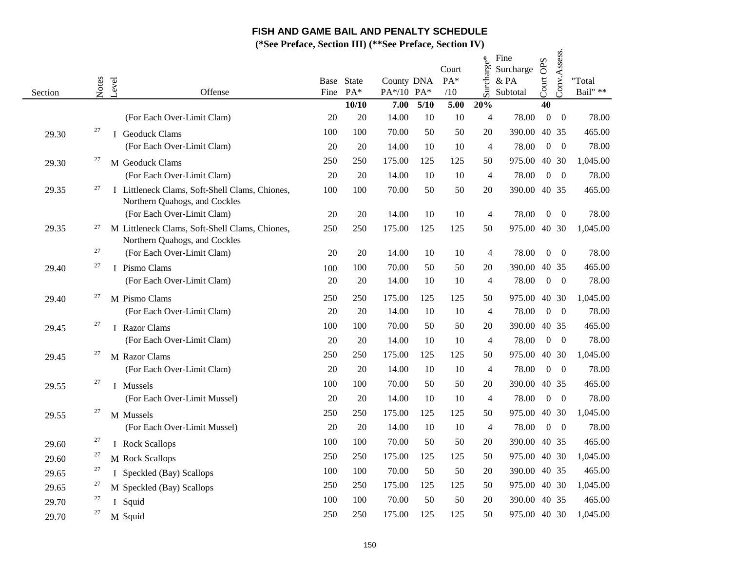# FISH AND GAME BAIL AND PENALTY SCHEDULE

**(\*See Preface, Section III) (\*\*See Preface, Section IV)**

| Section | Notes | Level | Offense | Base Fine | State PA* | County PA*/10 | DNA PA* | Court PA* /10 | Surcharge* | Fine Surcharge & PA Subtotal | Court OPS | Conv. Assess. | "Total Bail" ** |
|---|---|---|---|---|---|---|---|---|---|---|---|---|---|
| | | | | | **10/10** | **7.00** | **5/10** | **5.00** | **20%** | | **40** | | |
| | | | (For Each Over-Limit Clam) | 20 | 20 | 14.00 | 10 | 10 | 4 | 78.00 | 0 | 0 | 78.00 |
| 29.30 | 27 | I | Geoduck Clams | 100 | 100 | 70.00 | 50 | 50 | 20 | 390.00 | 40 | 35 | 465.00 |
| | | | (For Each Over-Limit Clam) | 20 | 20 | 14.00 | 10 | 10 | 4 | 78.00 | 0 | 0 | 78.00 |
| 29.30 | 27 | M | Geoduck Clams | 250 | 250 | 175.00 | 125 | 125 | 50 | 975.00 | 40 | 30 | 1,045.00 |
| | | | (For Each Over-Limit Clam) | 20 | 20 | 14.00 | 10 | 10 | 4 | 78.00 | 0 | 0 | 78.00 |
| 29.35 | 27 | I | Littleneck Clams, Soft-Shell Clams, Chiones, Northern Quahogs, and Cockles | 100 | 100 | 70.00 | 50 | 50 | 20 | 390.00 | 40 | 35 | 465.00 |
| | | | (For Each Over-Limit Clam) | 20 | 20 | 14.00 | 10 | 10 | 4 | 78.00 | 0 | 0 | 78.00 |
| 29.35 | 27 | M | Littleneck Clams, Soft-Shell Clams, Chiones, Northern Quahogs, and Cockles | 250 | 250 | 175.00 | 125 | 125 | 50 | 975.00 | 40 | 30 | 1,045.00 |
| | 27 | | (For Each Over-Limit Clam) | 20 | 20 | 14.00 | 10 | 10 | 4 | 78.00 | 0 | 0 | 78.00 |
| 29.40 | 27 | I | Pismo Clams | 100 | 100 | 70.00 | 50 | 50 | 20 | 390.00 | 40 | 35 | 465.00 |
| | | | (For Each Over-Limit Clam) | 20 | 20 | 14.00 | 10 | 10 | 4 | 78.00 | 0 | 0 | 78.00 |
| 29.40 | 27 | M | Pismo Clams | 250 | 250 | 175.00 | 125 | 125 | 50 | 975.00 | 40 | 30 | 1,045.00 |
| | | | (For Each Over-Limit Clam) | 20 | 20 | 14.00 | 10 | 10 | 4 | 78.00 | 0 | 0 | 78.00 |
| 29.45 | 27 | I | Razor Clams | 100 | 100 | 70.00 | 50 | 50 | 20 | 390.00 | 40 | 35 | 465.00 |
| | | | (For Each Over-Limit Clam) | 20 | 20 | 14.00 | 10 | 10 | 4 | 78.00 | 0 | 0 | 78.00 |
| 29.45 | 27 | M | Razor Clams | 250 | 250 | 175.00 | 125 | 125 | 50 | 975.00 | 40 | 30 | 1,045.00 |
| | | | (For Each Over-Limit Clam) | 20 | 20 | 14.00 | 10 | 10 | 4 | 78.00 | 0 | 0 | 78.00 |
| 29.55 | 27 | I | Mussels | 100 | 100 | 70.00 | 50 | 50 | 20 | 390.00 | 40 | 35 | 465.00 |
| | | | (For Each Over-Limit Mussel) | 20 | 20 | 14.00 | 10 | 10 | 4 | 78.00 | 0 | 0 | 78.00 |
| 29.55 | 27 | M | Mussels | 250 | 250 | 175.00 | 125 | 125 | 50 | 975.00 | 40 | 30 | 1,045.00 |
| | | | (For Each Over-Limit Mussel) | 20 | 20 | 14.00 | 10 | 10 | 4 | 78.00 | 0 | 0 | 78.00 |
| 29.60 | 27 | I | Rock Scallops | 100 | 100 | 70.00 | 50 | 50 | 20 | 390.00 | 40 | 35 | 465.00 |
| 29.60 | 27 | M | Rock Scallops | 250 | 250 | 175.00 | 125 | 125 | 50 | 975.00 | 40 | 30 | 1,045.00 |
| 29.65 | 27 | I | Speckled (Bay) Scallops | 100 | 100 | 70.00 | 50 | 50 | 20 | 390.00 | 40 | 35 | 465.00 |
| 29.65 | 27 | M | Speckled (Bay) Scallops | 250 | 250 | 175.00 | 125 | 125 | 50 | 975.00 | 40 | 30 | 1,045.00 |
| 29.70 | 27 | I | Squid | 100 | 100 | 70.00 | 50 | 50 | 20 | 390.00 | 40 | 35 | 465.00 |
| 29.70 | 27 | M | Squid | 250 | 250 | 175.00 | 125 | 125 | 50 | 975.00 | 40 | 30 | 1,045.00 |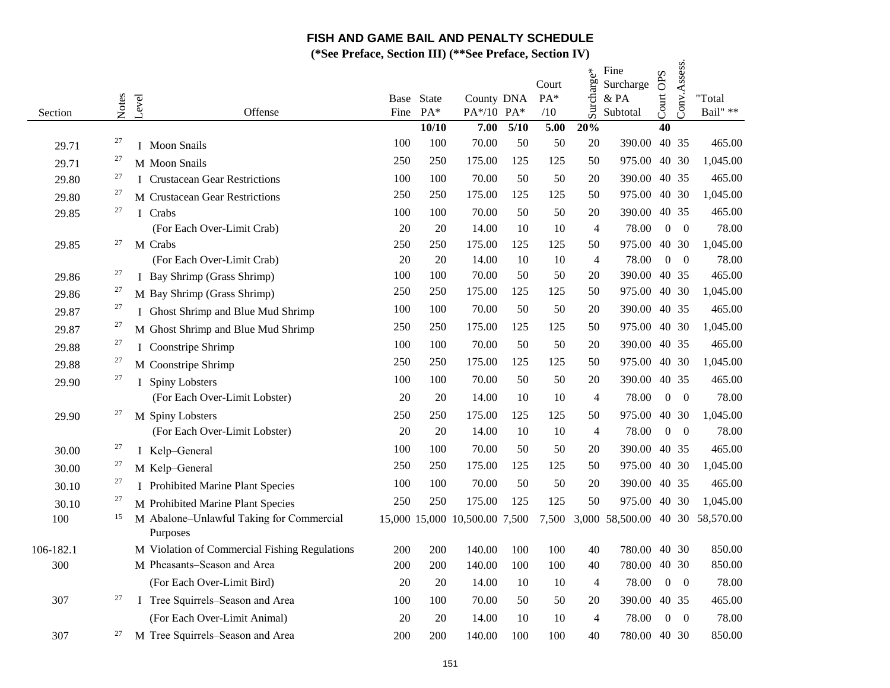# FISH AND GAME BAIL AND PENALTY SCHEDULE

**(*See Preface, Section III) (**See Preface, Section IV)**

| Section | Notes | Level | Offense | Base Fine | State PA* | County PA*/10 | DNA PA* | Court PA* /10 | Surcharge* | Fine Surcharge & PA Subtotal | Court OPS | Conv. Assess. | "Total Bail" ** |
|---|---|---|---|---|---|---|---|---|---|---|---|---|---|
| | | | | | **10/10** | **7.00** | **5/10** | **5.00** | **20%** | | **40** | | |
| 29.71 | 27 | I | Moon Snails | 100 | 100 | 70.00 | 50 | 50 | 20 | 390.00 | 40 | 35 | 465.00 |
| 29.71 | 27 | M | Moon Snails | 250 | 250 | 175.00 | 125 | 125 | 50 | 975.00 | 40 | 30 | 1,045.00 |
| 29.80 | 27 | I | Crustacean Gear Restrictions | 100 | 100 | 70.00 | 50 | 50 | 20 | 390.00 | 40 | 35 | 465.00 |
| 29.80 | 27 | M | Crustacean Gear Restrictions | 250 | 250 | 175.00 | 125 | 125 | 50 | 975.00 | 40 | 30 | 1,045.00 |
| 29.85 | 27 | I | Crabs | 100 | 100 | 70.00 | 50 | 50 | 20 | 390.00 | 40 | 35 | 465.00 |
| | | | (For Each Over-Limit Crab) | 20 | 20 | 14.00 | 10 | 10 | 4 | 78.00 | 0 | 0 | 78.00 |
| 29.85 | 27 | M | Crabs | 250 | 250 | 175.00 | 125 | 125 | 50 | 975.00 | 40 | 30 | 1,045.00 |
| | | | (For Each Over-Limit Crab) | 20 | 20 | 14.00 | 10 | 10 | 4 | 78.00 | 0 | 0 | 78.00 |
| 29.86 | 27 | I | Bay Shrimp (Grass Shrimp) | 100 | 100 | 70.00 | 50 | 50 | 20 | 390.00 | 40 | 35 | 465.00 |
| 29.86 | 27 | M | Bay Shrimp (Grass Shrimp) | 250 | 250 | 175.00 | 125 | 125 | 50 | 975.00 | 40 | 30 | 1,045.00 |
| 29.87 | 27 | I | Ghost Shrimp and Blue Mud Shrimp | 100 | 100 | 70.00 | 50 | 50 | 20 | 390.00 | 40 | 35 | 465.00 |
| 29.87 | 27 | M | Ghost Shrimp and Blue Mud Shrimp | 250 | 250 | 175.00 | 125 | 125 | 50 | 975.00 | 40 | 30 | 1,045.00 |
| 29.88 | 27 | I | Coonstripe Shrimp | 100 | 100 | 70.00 | 50 | 50 | 20 | 390.00 | 40 | 35 | 465.00 |
| 29.88 | 27 | M | Coonstripe Shrimp | 250 | 250 | 175.00 | 125 | 125 | 50 | 975.00 | 40 | 30 | 1,045.00 |
| 29.90 | 27 | I | Spiny Lobsters | 100 | 100 | 70.00 | 50 | 50 | 20 | 390.00 | 40 | 35 | 465.00 |
| | | | (For Each Over-Limit Lobster) | 20 | 20 | 14.00 | 10 | 10 | 4 | 78.00 | 0 | 0 | 78.00 |
| 29.90 | 27 | M | Spiny Lobsters | 250 | 250 | 175.00 | 125 | 125 | 50 | 975.00 | 40 | 30 | 1,045.00 |
| | | | (For Each Over-Limit Lobster) | 20 | 20 | 14.00 | 10 | 10 | 4 | 78.00 | 0 | 0 | 78.00 |
| 30.00 | 27 | I | Kelp–General | 100 | 100 | 70.00 | 50 | 50 | 20 | 390.00 | 40 | 35 | 465.00 |
| 30.00 | 27 | M | Kelp–General | 250 | 250 | 175.00 | 125 | 125 | 50 | 975.00 | 40 | 30 | 1,045.00 |
| 30.10 | 27 | I | Prohibited Marine Plant Species | 100 | 100 | 70.00 | 50 | 50 | 20 | 390.00 | 40 | 35 | 465.00 |
| 30.10 | 27 | M | Prohibited Marine Plant Species | 250 | 250 | 175.00 | 125 | 125 | 50 | 975.00 | 40 | 30 | 1,045.00 |
| 100 | 15 | M | Abalone–Unlawful Taking for Commercial Purposes | 15,000 | 15,000 | 10,500.00 | 7,500 | 7,500 | 3,000 | 58,500.00 | 40 | 30 | 58,570.00 |
| 106-182.1 | | M | Violation of Commercial Fishing Regulations | 200 | 200 | 140.00 | 100 | 100 | 40 | 780.00 | 40 | 30 | 850.00 |
| 300 | | M | Pheasants–Season and Area | 200 | 200 | 140.00 | 100 | 100 | 40 | 780.00 | 40 | 30 | 850.00 |
| | | | (For Each Over-Limit Bird) | 20 | 20 | 14.00 | 10 | 10 | 4 | 78.00 | 0 | 0 | 78.00 |
| 307 | 27 | I | Tree Squirrels–Season and Area | 100 | 100 | 70.00 | 50 | 50 | 20 | 390.00 | 40 | 35 | 465.00 |
| | | | (For Each Over-Limit Animal) | 20 | 20 | 14.00 | 10 | 10 | 4 | 78.00 | 0 | 0 | 78.00 |
| 307 | 27 | M | Tree Squirrels–Season and Area | 200 | 200 | 140.00 | 100 | 100 | 40 | 780.00 | 40 | 30 | 850.00 |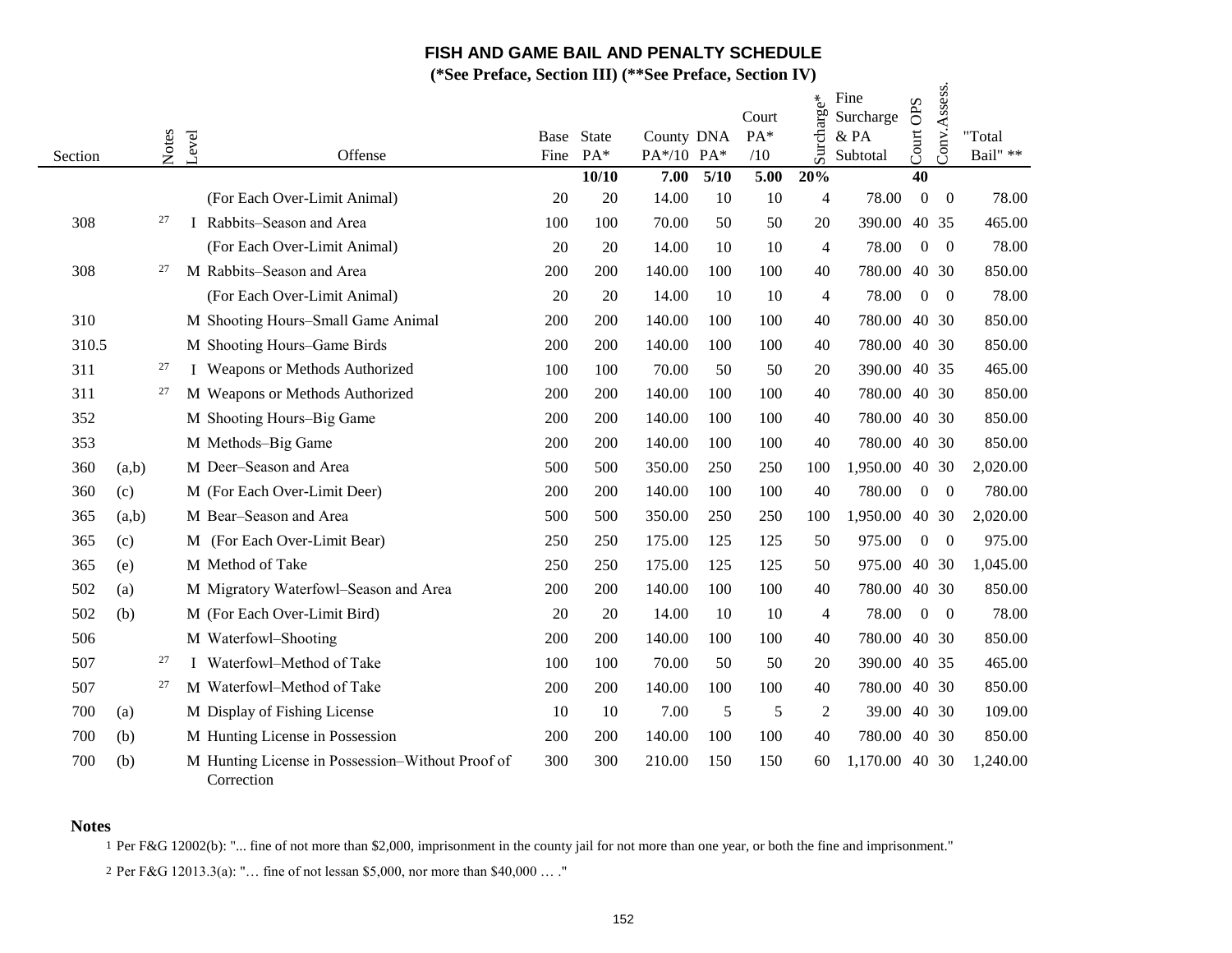# FISH AND GAME BAIL AND PENALTY SCHEDULE

**(*See Preface, Section III) (**See Preface, Section IV)**

| Section | | Notes | Level | Offense | Base Fine | State PA* | County PA*/10 | DNA PA* | Court PA* /10 | Surcharge* | Fine Surcharge & PA Subtotal | Court OPS | Conv. Assess. | "Total Bail" ** |
|---|---|---|---|---|---|---|---|---|---|---|---|---|---|---|
| | | | | | | **10/10** | **7.00** | **5/10** | **5.00** | **20%** | | **40** | | |
| | | | | (For Each Over-Limit Animal) | 20 | 20 | 14.00 | 10 | 10 | 4 | 78.00 | 0 | 0 | 78.00 |
| 308 | | 27 | I | Rabbits–Season and Area | 100 | 100 | 70.00 | 50 | 50 | 20 | 390.00 | 40 | 35 | 465.00 |
| | | | | (For Each Over-Limit Animal) | 20 | 20 | 14.00 | 10 | 10 | 4 | 78.00 | 0 | 0 | 78.00 |
| 308 | | 27 | M | Rabbits–Season and Area | 200 | 200 | 140.00 | 100 | 100 | 40 | 780.00 | 40 | 30 | 850.00 |
| | | | | (For Each Over-Limit Animal) | 20 | 20 | 14.00 | 10 | 10 | 4 | 78.00 | 0 | 0 | 78.00 |
| 310 | | | M | Shooting Hours–Small Game Animal | 200 | 200 | 140.00 | 100 | 100 | 40 | 780.00 | 40 | 30 | 850.00 |
| 310.5 | | | M | Shooting Hours–Game Birds | 200 | 200 | 140.00 | 100 | 100 | 40 | 780.00 | 40 | 30 | 850.00 |
| 311 | | 27 | I | Weapons or Methods Authorized | 100 | 100 | 70.00 | 50 | 50 | 20 | 390.00 | 40 | 35 | 465.00 |
| 311 | | 27 | M | Weapons or Methods Authorized | 200 | 200 | 140.00 | 100 | 100 | 40 | 780.00 | 40 | 30 | 850.00 |
| 352 | | | M | Shooting Hours–Big Game | 200 | 200 | 140.00 | 100 | 100 | 40 | 780.00 | 40 | 30 | 850.00 |
| 353 | | | M | Methods–Big Game | 200 | 200 | 140.00 | 100 | 100 | 40 | 780.00 | 40 | 30 | 850.00 |
| 360 | (a,b) | | M | Deer–Season and Area | 500 | 500 | 350.00 | 250 | 250 | 100 | 1,950.00 | 40 | 30 | 2,020.00 |
| 360 | (c) | | M | (For Each Over-Limit Deer) | 200 | 200 | 140.00 | 100 | 100 | 40 | 780.00 | 0 | 0 | 780.00 |
| 365 | (a,b) | | M | Bear–Season and Area | 500 | 500 | 350.00 | 250 | 250 | 100 | 1,950.00 | 40 | 30 | 2,020.00 |
| 365 | (c) | | M | (For Each Over-Limit Bear) | 250 | 250 | 175.00 | 125 | 125 | 50 | 975.00 | 0 | 0 | 975.00 |
| 365 | (e) | | M | Method of Take | 250 | 250 | 175.00 | 125 | 125 | 50 | 975.00 | 40 | 30 | 1,045.00 |
| 502 | (a) | | M | Migratory Waterfowl–Season and Area | 200 | 200 | 140.00 | 100 | 100 | 40 | 780.00 | 40 | 30 | 850.00 |
| 502 | (b) | | M | (For Each Over-Limit Bird) | 20 | 20 | 14.00 | 10 | 10 | 4 | 78.00 | 0 | 0 | 78.00 |
| 506 | | | M | Waterfowl–Shooting | 200 | 200 | 140.00 | 100 | 100 | 40 | 780.00 | 40 | 30 | 850.00 |
| 507 | | 27 | I | Waterfowl–Method of Take | 100 | 100 | 70.00 | 50 | 50 | 20 | 390.00 | 40 | 35 | 465.00 |
| 507 | | 27 | M | Waterfowl–Method of Take | 200 | 200 | 140.00 | 100 | 100 | 40 | 780.00 | 40 | 30 | 850.00 |
| 700 | (a) | | M | Display of Fishing License | 10 | 10 | 7.00 | 5 | 5 | 2 | 39.00 | 40 | 30 | 109.00 |
| 700 | (b) | | M | Hunting License in Possession | 200 | 200 | 140.00 | 100 | 100 | 40 | 780.00 | 40 | 30 | 850.00 |
| 700 | (b) | | M | Hunting License in Possession–Without Proof of Correction | 300 | 300 | 210.00 | 150 | 150 | 60 | 1,170.00 | 40 | 30 | 1,240.00 |

**Notes**

1 Per F&G 12002(b): "... fine of not more than $2,000, imprisonment in the county jail for not more than one year, or both the fine and imprisonment."

2 Per F&G 12013.3(a): "… fine of not lessan $5,000, nor more than $40,000 … ."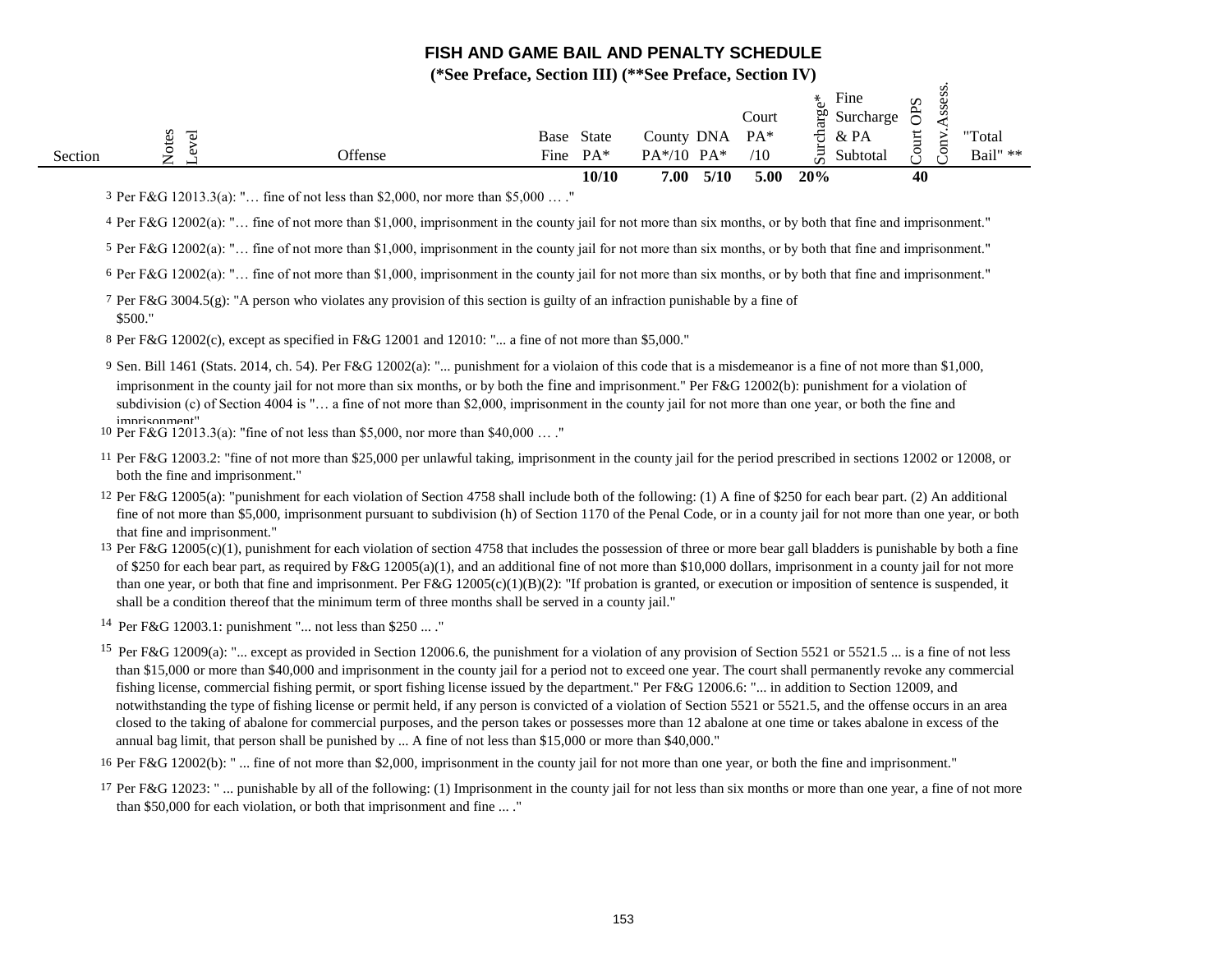# FISH AND GAME BAIL AND PENALTY SCHEDULE

**(*See Preface, Section III) (**See Preface, Section IV)**

| Section | Notes | Level | Offense | Base Fine | State PA* | County PA*/10 | DNA PA* | Court PA* /10 | Surcharge* | Fine Surcharge & PA Subtotal | Court OPS | Conv.Assess. | "Total Bail" ** |
|---|---|---|---|---|---|---|---|---|---|---|---|---|---|
| | | | | | **10/10** | **7.00** | **5/10** | **5.00** | **20%** | | **40** | | |

3 Per F&G 12013.3(a): "… fine of not less than $2,000, nor more than $5,000 … ."

4 Per F&G 12002(a): "… fine of not more than $1,000, imprisonment in the county jail for not more than six months, or by both that fine and imprisonment."

5 Per F&G 12002(a): "… fine of not more than $1,000, imprisonment in the county jail for not more than six months, or by both that fine and imprisonment."

6 Per F&G 12002(a): "… fine of not more than $1,000, imprisonment in the county jail for not more than six months, or by both that fine and imprisonment."

7 Per F&G 3004.5(g): "A person who violates any provision of this section is guilty of an infraction punishable by a fine of $500."

8 Per F&G 12002(c), except as specified in F&G 12001 and 12010: "... a fine of not more than $5,000."

9 Sen. Bill 1461 (Stats. 2014, ch. 54). Per F&G 12002(a): "... punishment for a violaion of this code that is a misdemeanor is a fine of not more than $1,000, imprisonment in the county jail for not more than six months, or by both the fine and imprisonment." Per F&G 12002(b): punishment for a violation of subdivision (c) of Section 4004 is "… a fine of not more than $2,000, imprisonment in the county jail for not more than one year, or both the fine and imprisonment"

10 Per F&G 12013.3(a): "fine of not less than $5,000, nor more than $40,000 … ."

11 Per F&G 12003.2: "fine of not more than $25,000 per unlawful taking, imprisonment in the county jail for the period prescribed in sections 12002 or 12008, or both the fine and imprisonment."

12 Per F&G 12005(a): "punishment for each violation of Section 4758 shall include both of the following: (1) A fine of $250 for each bear part. (2) An additional fine of not more than $5,000, imprisonment pursuant to subdivision (h) of Section 1170 of the Penal Code, or in a county jail for not more than one year, or both that fine and imprisonment."

13 Per F&G 12005(c)(1), punishment for each violation of section 4758 that includes the possession of three or more bear gall bladders is punishable by both a fine of $250 for each bear part, as required by F&G 12005(a)(1), and an additional fine of not more than $10,000 dollars, imprisonment in a county jail for not more than one year, or both that fine and imprisonment. Per F&G 12005(c)(1)(B)(2): "If probation is granted, or execution or imposition of sentence is suspended, it shall be a condition thereof that the minimum term of three months shall be served in a county jail."

14 Per F&G 12003.1: punishment "... not less than $250 ... ."

15 Per F&G 12009(a): "... except as provided in Section 12006.6, the punishment for a violation of any provision of Section 5521 or 5521.5 ... is a fine of not less than $15,000 or more than $40,000 and imprisonment in the county jail for a period not to exceed one year. The court shall permanently revoke any commercial fishing license, commercial fishing permit, or sport fishing license issued by the department." Per F&G 12006.6: "... in addition to Section 12009, and notwithstanding the type of fishing license or permit held, if any person is convicted of a violation of Section 5521 or 5521.5, and the offense occurs in an area closed to the taking of abalone for commercial purposes, and the person takes or possesses more than 12 abalone at one time or takes abalone in excess of the annual bag limit, that person shall be punished by ... A fine of not less than $15,000 or more than $40,000."

16 Per F&G 12002(b): " ... fine of not more than $2,000, imprisonment in the county jail for not more than one year, or both the fine and imprisonment."

17 Per F&G 12023: " ... punishable by all of the following: (1) Imprisonment in the county jail for not less than six months or more than one year, a fine of not more than $50,000 for each violation, or both that imprisonment and fine ... ."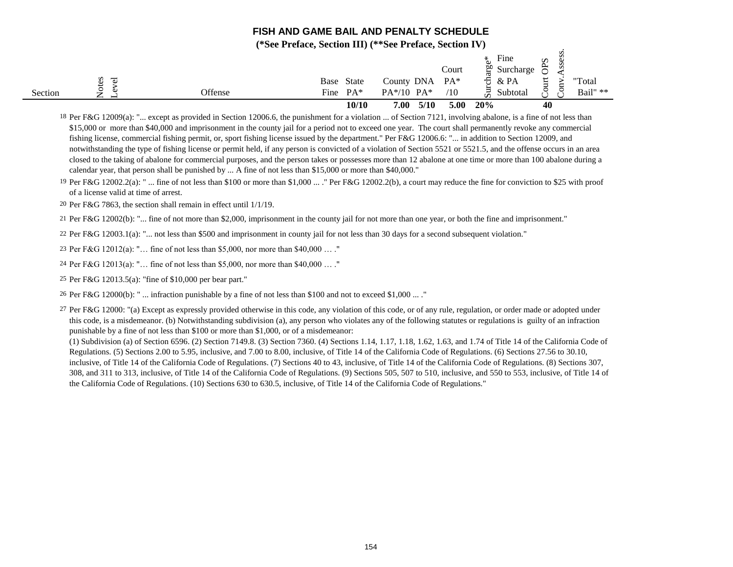# FISH AND GAME BAIL AND PENALTY SCHEDULE

**(\*See Preface, Section III) (\*\*See Preface, Section IV)**

| Section | Notes | Level | Offense | Base Fine | State PA* | County PA*/10 | DNA PA* | Court PA* /10 | Surcharge* | Fine Surcharge & PA Subtotal | Court OPS | Conv.Assess. | "Total Bail" ** |
|---|---|---|---|---|---|---|---|---|---|---|---|---|---|
| | | | | | **10/10** | **7.00** | **5/10** | **5.00** | **20%** | | **40** | | |

[18] Per F&G 12009(a): "... except as provided in Section 12006.6, the punishment for a violation ... of Section 7121, involving abalone, is a fine of not less than $15,000 or more than $40,000 and imprisonment in the county jail for a period not to exceed one year. The court shall permanently revoke any commercial fishing license, commercial fishing permit, or, sport fishing license issued by the department." Per F&G 12006.6: "... in addition to Section 12009, and notwithstanding the type of fishing license or permit held, if any person is convicted of a violation of Section 5521 or 5521.5, and the offense occurs in an area closed to the taking of abalone for commercial purposes, and the person takes or possesses more than 12 abalone at one time or more than 100 abalone during a calendar year, that person shall be punished by ... A fine of not less than $15,000 or more than $40,000."

[19] Per F&G 12002.2(a): " ... fine of not less than $100 or more than $1,000 ... ." Per F&G 12002.2(b), a court may reduce the fine for conviction to $25 with proof of a license valid at time of arrest.

[20] Per F&G 7863, the section shall remain in effect until 1/1/19.

[21] Per F&G 12002(b): "... fine of not more than $2,000, imprisonment in the county jail for not more than one year, or both the fine and imprisonment."

[22] Per F&G 12003.1(a): "... not less than $500 and imprisonment in county jail for not less than 30 days for a second subsequent violation."

[23] Per F&G 12012(a): "… fine of not less than $5,000, nor more than $40,000 … ."

[24] Per F&G 12013(a): "… fine of not less than $5,000, nor more than $40,000 … ."

[25] Per F&G 12013.5(a): "fine of $10,000 per bear part."

[26] Per F&G 12000(b): " ... infraction punishable by a fine of not less than $100 and not to exceed $1,000 ... ."

[27] Per F&G 12000: "(a) Except as expressly provided otherwise in this code, any violation of this code, or of any rule, regulation, or order made or adopted under this code, is a misdemeanor. (b) Notwithstanding subdivision (a), any person who violates any of the following statutes or regulations is guilty of an infraction punishable by a fine of not less than $100 or more than $1,000, or of a misdemeanor:
(1) Subdivision (a) of Section 6596. (2) Section 7149.8. (3) Section 7360. (4) Sections 1.14, 1.17, 1.18, 1.62, 1.63, and 1.74 of Title 14 of the California Code of Regulations. (5) Sections 2.00 to 5.95, inclusive, and 7.00 to 8.00, inclusive, of Title 14 of the California Code of Regulations. (6) Sections 27.56 to 30.10, inclusive, of Title 14 of the California Code of Regulations. (7) Sections 40 to 43, inclusive, of Title 14 of the California Code of Regulations. (8) Sections 307, 308, and 311 to 313, inclusive, of Title 14 of the California Code of Regulations. (9) Sections 505, 507 to 510, inclusive, and 550 to 553, inclusive, of Title 14 of the California Code of Regulations. (10) Sections 630 to 630.5, inclusive, of Title 14 of the California Code of Regulations."